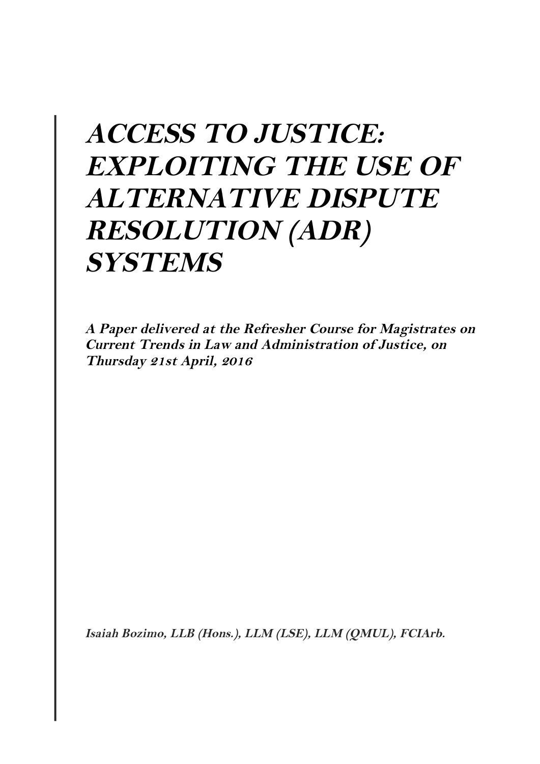# *ACCESS TO JUSTICE: EXPLOITING THE USE OF ALTERNATIVE DISPUTE RESOLUTION (ADR) SYSTEMS*

***A Paper delivered at the Refresher Course for Magistrates on Current Trends in Law and Administration of Justice, on Thursday 21st April, 2016***

***Isaiah Bozimo, LLB (Hons.), LLM (LSE), LLM (QMUL), FCIArb.***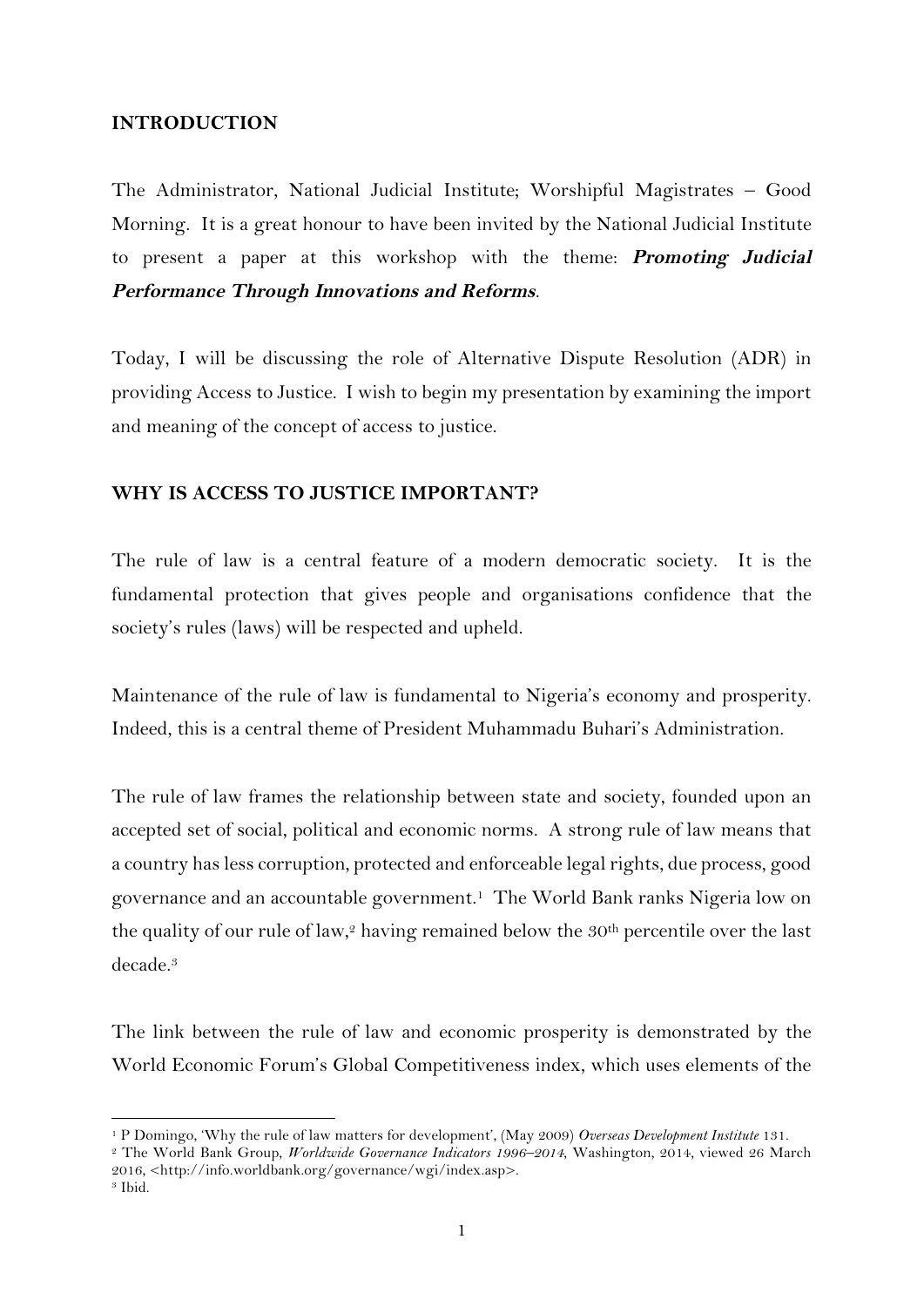## INTRODUCTION

The Administrator, National Judicial Institute; Worshipful Magistrates – Good Morning. It is a great honour to have been invited by the National Judicial Institute to present a paper at this workshop with the theme: ***Promoting Judicial Performance Through Innovations and Reforms***.

Today, I will be discussing the role of Alternative Dispute Resolution (ADR) in providing Access to Justice. I wish to begin my presentation by examining the import and meaning of the concept of access to justice.

## WHY IS ACCESS TO JUSTICE IMPORTANT?

The rule of law is a central feature of a modern democratic society. It is the fundamental protection that gives people and organisations confidence that the society's rules (laws) will be respected and upheld.

Maintenance of the rule of law is fundamental to Nigeria's economy and prosperity. Indeed, this is a central theme of President Muhammadu Buhari's Administration.

The rule of law frames the relationship between state and society, founded upon an accepted set of social, political and economic norms. A strong rule of law means that a country has less corruption, protected and enforceable legal rights, due process, good governance and an accountable government.[1] The World Bank ranks Nigeria low on the quality of our rule of law,[2] having remained below the 30th percentile over the last decade.[3]

The link between the rule of law and economic prosperity is demonstrated by the World Economic Forum's Global Competitiveness index, which uses elements of the

---

[1] P Domingo, 'Why the rule of law matters for development', (May 2009) *Overseas Development Institute* 131.

[2] The World Bank Group, *Worldwide Governance Indicators 1996–2014*, Washington, 2014, viewed 26 March 2016, <http://info.worldbank.org/governance/wgi/index.asp>.

[3] Ibid.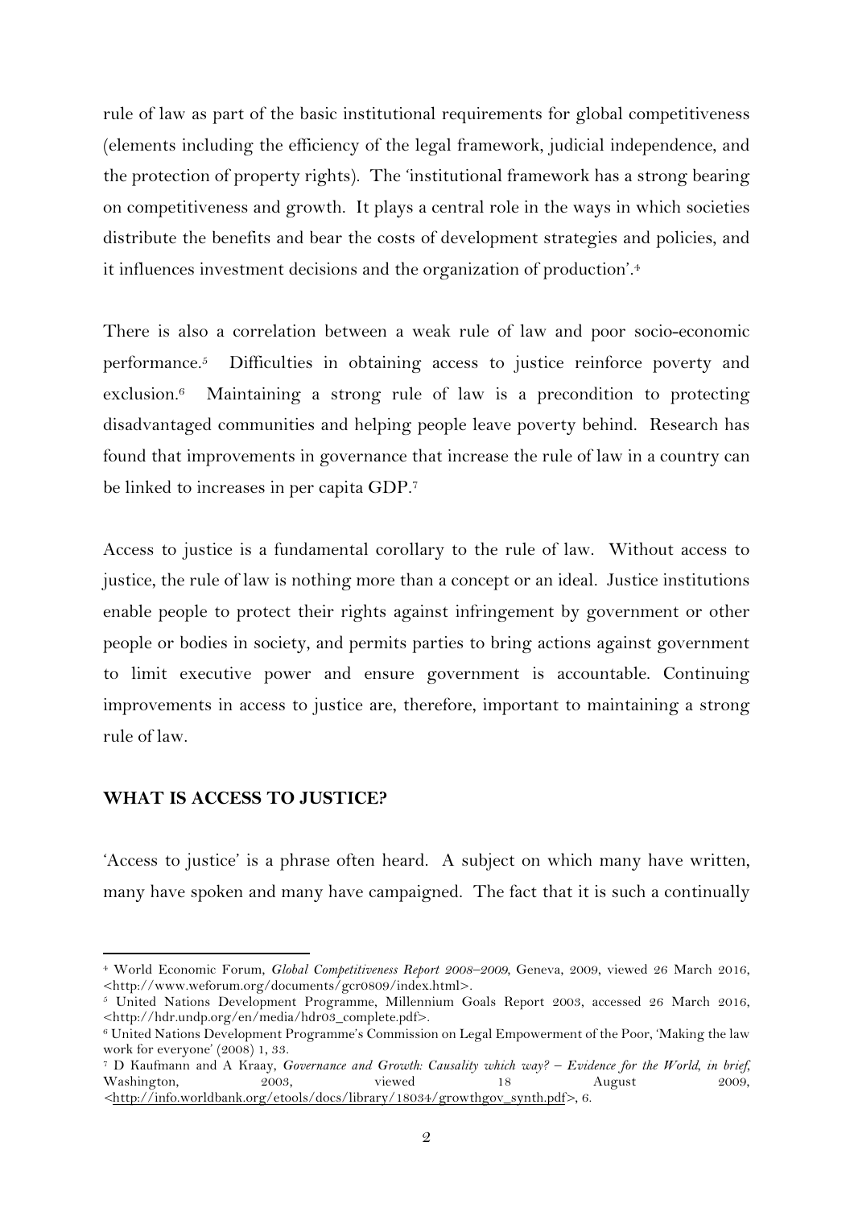rule of law as part of the basic institutional requirements for global competitiveness (elements including the efficiency of the legal framework, judicial independence, and the protection of property rights). The 'institutional framework has a strong bearing on competitiveness and growth. It plays a central role in the ways in which societies distribute the benefits and bear the costs of development strategies and policies, and it influences investment decisions and the organization of production'.[4]

There is also a correlation between a weak rule of law and poor socio-economic performance.[5] Difficulties in obtaining access to justice reinforce poverty and exclusion.[6] Maintaining a strong rule of law is a precondition to protecting disadvantaged communities and helping people leave poverty behind. Research has found that improvements in governance that increase the rule of law in a country can be linked to increases in per capita GDP.[7]

Access to justice is a fundamental corollary to the rule of law. Without access to justice, the rule of law is nothing more than a concept or an ideal. Justice institutions enable people to protect their rights against infringement by government or other people or bodies in society, and permits parties to bring actions against government to limit executive power and ensure government is accountable. Continuing improvements in access to justice are, therefore, important to maintaining a strong rule of law.

## WHAT IS ACCESS TO JUSTICE?

'Access to justice' is a phrase often heard. A subject on which many have written, many have spoken and many have campaigned. The fact that it is such a continually

---

[4] World Economic Forum, *Global Competitiveness Report 2008–2009*, Geneva, 2009, viewed 26 March 2016, <http://www.weforum.org/documents/gcr0809/index.html>.

[5] United Nations Development Programme, Millennium Goals Report 2003, accessed 26 March 2016, <http://hdr.undp.org/en/media/hdr03_complete.pdf>.

[6] United Nations Development Programme's Commission on Legal Empowerment of the Poor, 'Making the law work for everyone' (2008) 1, 33.

[7] D Kaufmann and A Kraay, *Governance and Growth: Causality which way? – Evidence for the World, in brief*, Washington, 2003, viewed 18 August 2009, <http://info.worldbank.org/etools/docs/library/18034/growthgov_synth.pdf>, 6.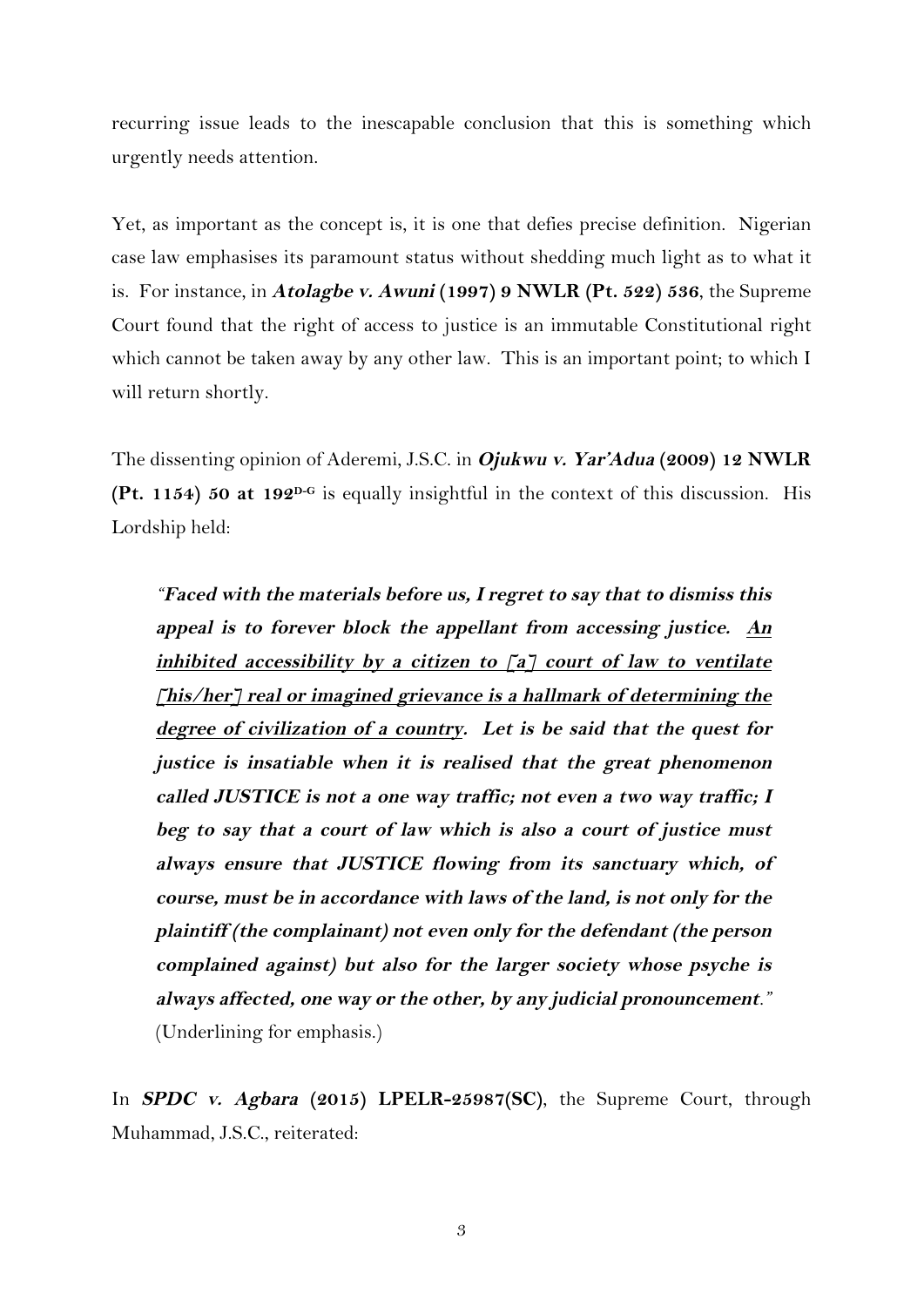recurring issue leads to the inescapable conclusion that this is something which urgently needs attention.

Yet, as important as the concept is, it is one that defies precise definition. Nigerian case law emphasises its paramount status without shedding much light as to what it is. For instance, in ***Atolagbe v. Awuni* (1997) 9 NWLR (Pt. 522) 536**, the Supreme Court found that the right of access to justice is an immutable Constitutional right which cannot be taken away by any other law. This is an important point; to which I will return shortly.

The dissenting opinion of Aderemi, J.S.C. in ***Ojukwu v. Yar'Adua* (2009) 12 NWLR (Pt. 1154) 50 at 192[D-G]** is equally insightful in the context of this discussion. His Lordship held:

> "***Faced with the materials before us, I regret to say that to dismiss this appeal is to forever block the appellant from accessing justice. <u>An inhibited accessibility by a citizen to [a] court of law to ventilate [his/her] real or imagined grievance is a hallmark of determining the degree of civilization of a country</u>. Let is be said that the quest for justice is insatiable when it is realised that the great phenomenon called JUSTICE is not a one way traffic; not even a two way traffic; I beg to say that a court of law which is also a court of justice must always ensure that JUSTICE flowing from its sanctuary which, of course, must be in accordance with laws of the land, is not only for the plaintiff (the complainant) not even only for the defendant (the person complained against) but also for the larger society whose psyche is always affected, one way or the other, by any judicial pronouncement***."
> (Underlining for emphasis.)

In ***SPDC v. Agbara* (2015) LPELR-25987(SC)**, the Supreme Court, through Muhammad, J.S.C., reiterated: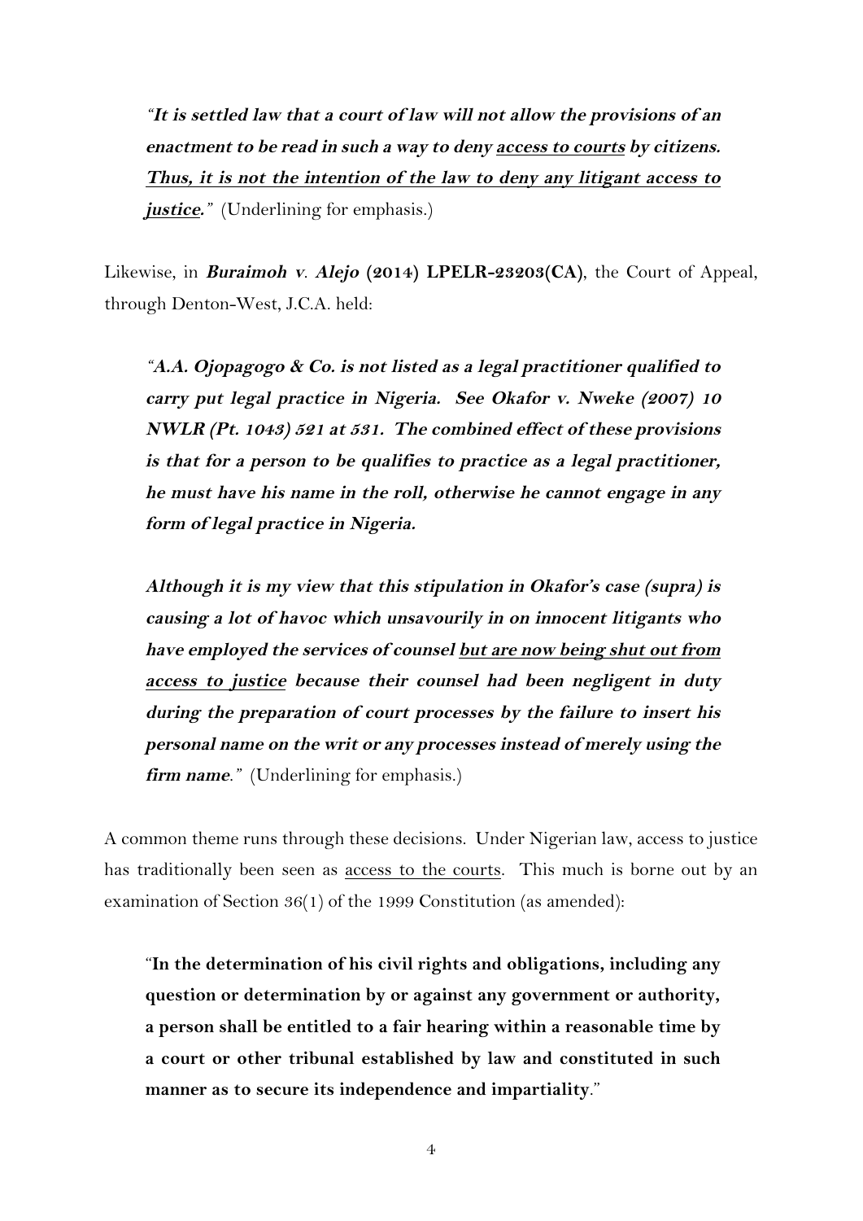> "***It is settled law that a court of law will not allow the provisions of an enactment to be read in such a way to deny <u>access to courts</u> by citizens. <u>Thus, it is not the intention of the law to deny any litigant access to justice</u>.***" (Underlining for emphasis.)

Likewise, in ***Buraimoh v. Alejo* (2014) LPELR-23203(CA)**, the Court of Appeal, through Denton-West, J.C.A. held:

> "***A.A. Ojopagogo & Co. is not listed as a legal practitioner qualified to carry put legal practice in Nigeria. See Okafor v. Nweke (2007) 10 NWLR (Pt. 1043) 521 at 531. The combined effect of these provisions is that for a person to be qualifies to practice as a legal practitioner, he must have his name in the roll, otherwise he cannot engage in any form of legal practice in Nigeria.***
>
> ***Although it is my view that this stipulation in Okafor's case (supra) is causing a lot of havoc which unsavourily in on innocent litigants who have employed the services of counsel <u>but are now being shut out from access to justice</u> because their counsel had been negligent in duty during the preparation of court processes by the failure to insert his personal name on the writ or any processes instead of merely using the firm name.***" (Underlining for emphasis.)

A common theme runs through these decisions. Under Nigerian law, access to justice has traditionally been seen as <u>access to the courts</u>. This much is borne out by an examination of Section 36(1) of the 1999 Constitution (as amended):

> "**In the determination of his civil rights and obligations, including any question or determination by or against any government or authority, a person shall be entitled to a fair hearing within a reasonable time by a court or other tribunal established by law and constituted in such manner as to secure its independence and impartiality**."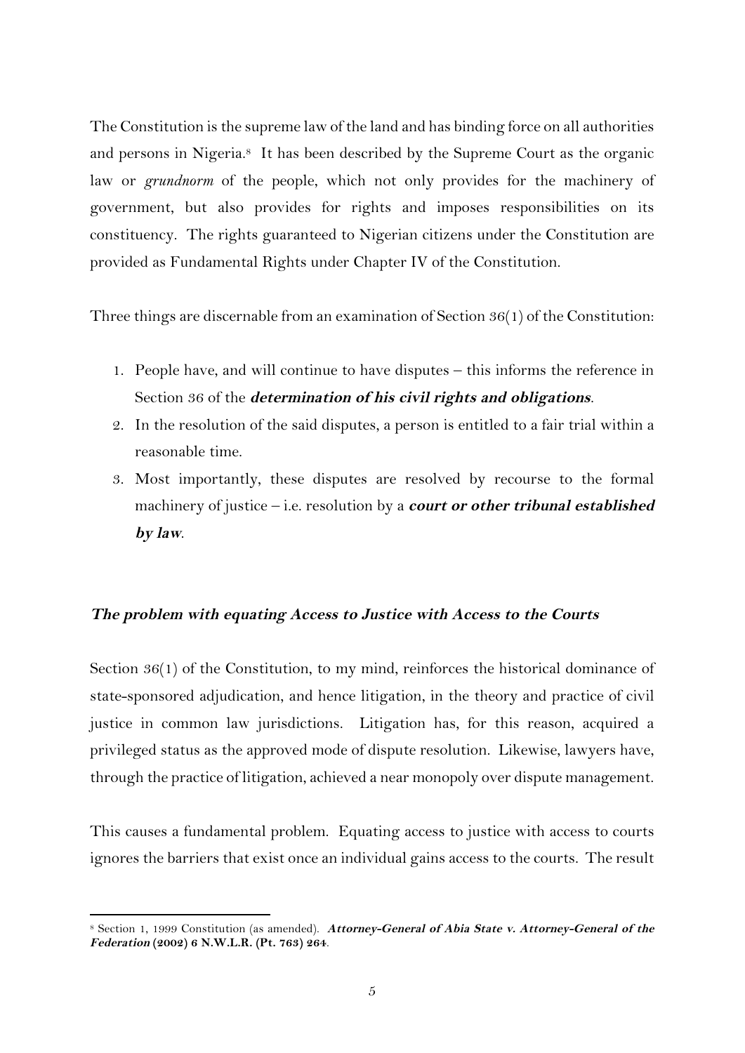The Constitution is the supreme law of the land and has binding force on all authorities and persons in Nigeria.[8] It has been described by the Supreme Court as the organic law or *grundnorm* of the people, which not only provides for the machinery of government, but also provides for rights and imposes responsibilities on its constituency. The rights guaranteed to Nigerian citizens under the Constitution are provided as Fundamental Rights under Chapter IV of the Constitution.

Three things are discernable from an examination of Section 36(1) of the Constitution:

1. People have, and will continue to have disputes – this informs the reference in Section 36 of the ***determination of his civil rights and obligations***.
2. In the resolution of the said disputes, a person is entitled to a fair trial within a reasonable time.
3. Most importantly, these disputes are resolved by recourse to the formal machinery of justice – i.e. resolution by a ***court or other tribunal established by law***.

### *The problem with equating Access to Justice with Access to the Courts*

Section 36(1) of the Constitution, to my mind, reinforces the historical dominance of state-sponsored adjudication, and hence litigation, in the theory and practice of civil justice in common law jurisdictions. Litigation has, for this reason, acquired a privileged status as the approved mode of dispute resolution. Likewise, lawyers have, through the practice of litigation, achieved a near monopoly over dispute management.

This causes a fundamental problem. Equating access to justice with access to courts ignores the barriers that exist once an individual gains access to the courts. The result

---

[8] Section 1, 1999 Constitution (as amended). ***Attorney-General of Abia State v. Attorney-General of the Federation* (2002) 6 N.W.L.R. (Pt. 763) 264**.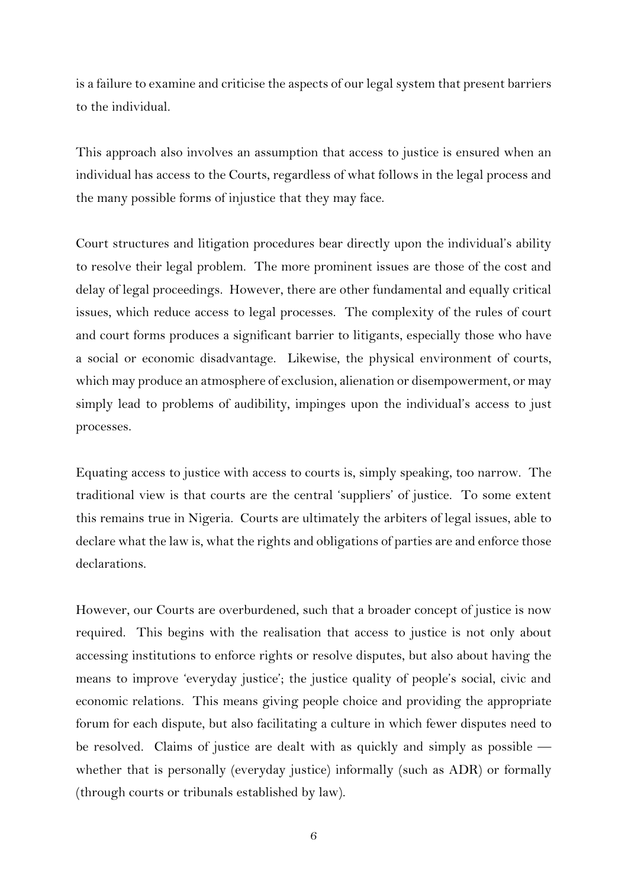is a failure to examine and criticise the aspects of our legal system that present barriers to the individual.

This approach also involves an assumption that access to justice is ensured when an individual has access to the Courts, regardless of what follows in the legal process and the many possible forms of injustice that they may face.

Court structures and litigation procedures bear directly upon the individual's ability to resolve their legal problem. The more prominent issues are those of the cost and delay of legal proceedings. However, there are other fundamental and equally critical issues, which reduce access to legal processes. The complexity of the rules of court and court forms produces a significant barrier to litigants, especially those who have a social or economic disadvantage. Likewise, the physical environment of courts, which may produce an atmosphere of exclusion, alienation or disempowerment, or may simply lead to problems of audibility, impinges upon the individual's access to just processes.

Equating access to justice with access to courts is, simply speaking, too narrow. The traditional view is that courts are the central 'suppliers' of justice. To some extent this remains true in Nigeria. Courts are ultimately the arbiters of legal issues, able to declare what the law is, what the rights and obligations of parties are and enforce those declarations.

However, our Courts are overburdened, such that a broader concept of justice is now required. This begins with the realisation that access to justice is not only about accessing institutions to enforce rights or resolve disputes, but also about having the means to improve 'everyday justice'; the justice quality of people's social, civic and economic relations. This means giving people choice and providing the appropriate forum for each dispute, but also facilitating a culture in which fewer disputes need to be resolved. Claims of justice are dealt with as quickly and simply as possible — whether that is personally (everyday justice) informally (such as ADR) or formally (through courts or tribunals established by law).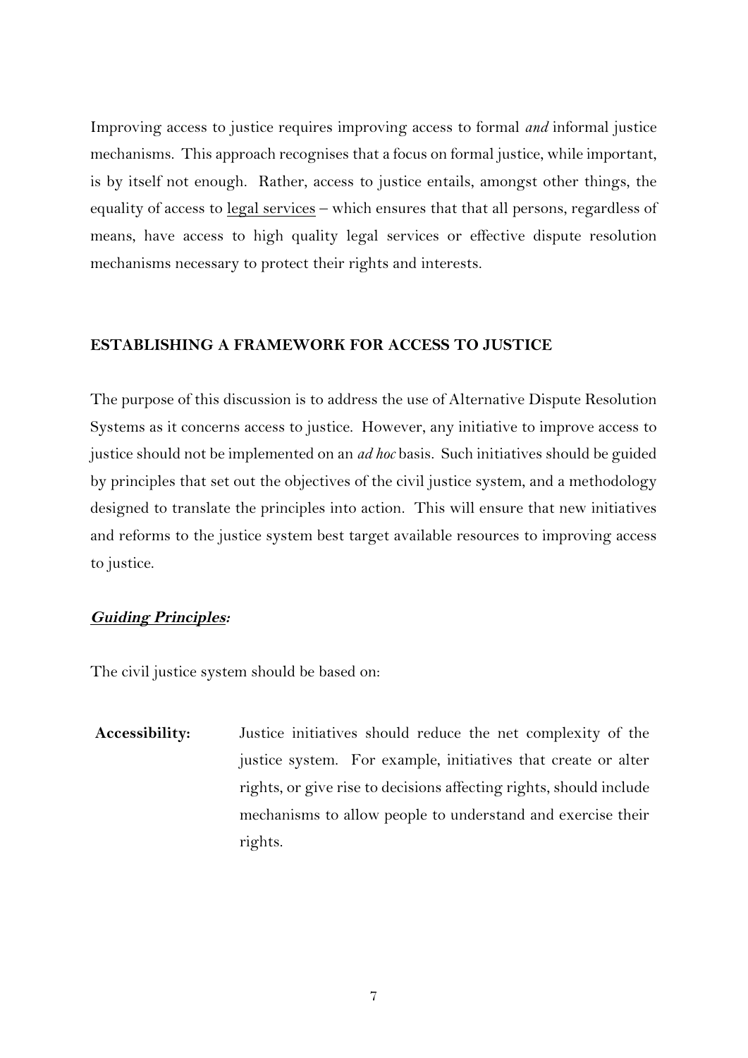Improving access to justice requires improving access to formal *and* informal justice mechanisms. This approach recognises that a focus on formal justice, while important, is by itself not enough. Rather, access to justice entails, amongst other things, the equality of access to <u>legal services</u> – which ensures that that all persons, regardless of means, have access to high quality legal services or effective dispute resolution mechanisms necessary to protect their rights and interests.

## ESTABLISHING A FRAMEWORK FOR ACCESS TO JUSTICE

The purpose of this discussion is to address the use of Alternative Dispute Resolution Systems as it concerns access to justice. However, any initiative to improve access to justice should not be implemented on an *ad hoc* basis. Such initiatives should be guided by principles that set out the objectives of the civil justice system, and a methodology designed to translate the principles into action. This will ensure that new initiatives and reforms to the justice system best target available resources to improving access to justice.

### ***<u>Guiding Principles</u>:***

The civil justice system should be based on:

**Accessibility:** Justice initiatives should reduce the net complexity of the justice system. For example, initiatives that create or alter rights, or give rise to decisions affecting rights, should include mechanisms to allow people to understand and exercise their rights.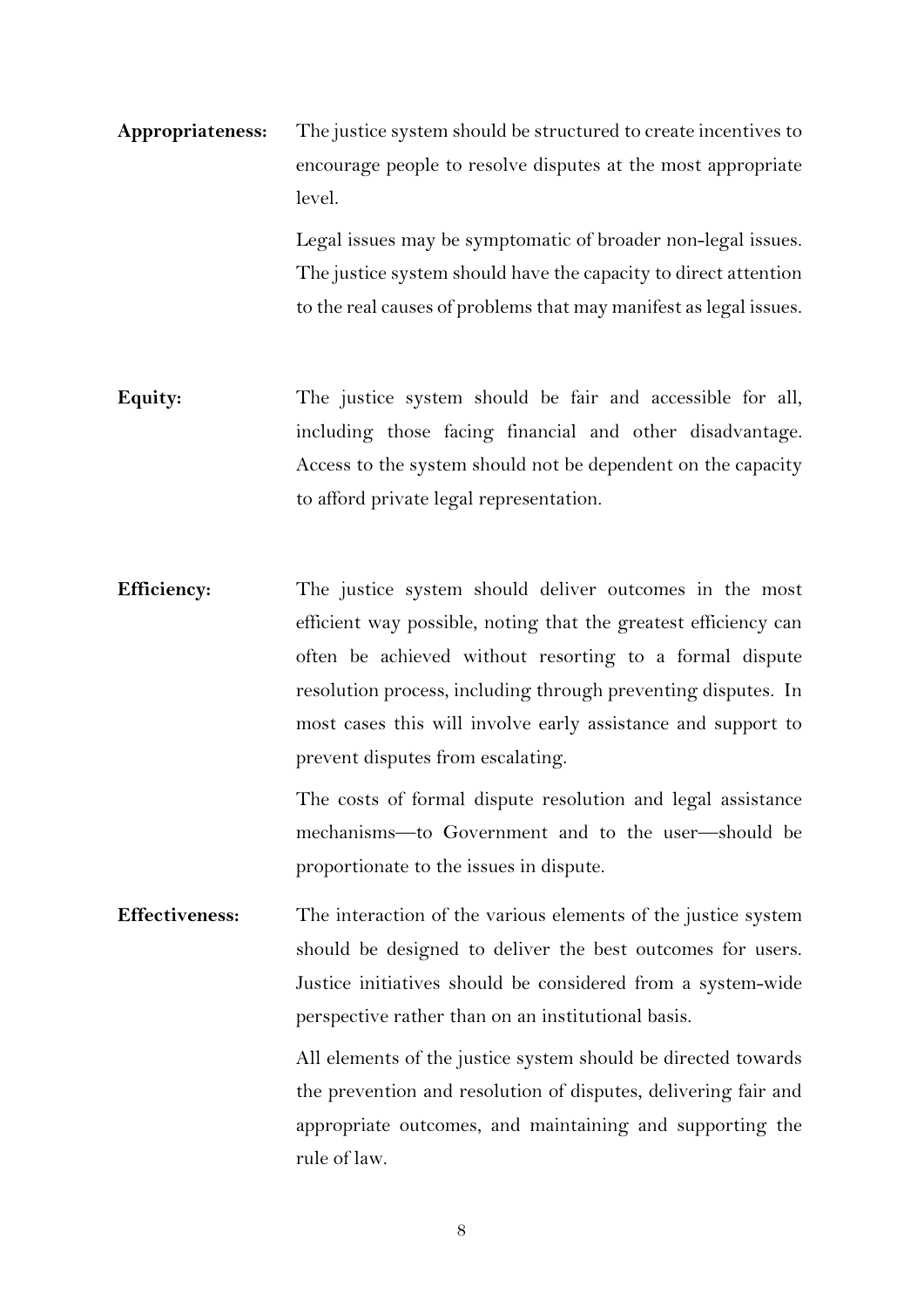**Appropriateness:** The justice system should be structured to create incentives to encourage people to resolve disputes at the most appropriate level.

Legal issues may be symptomatic of broader non-legal issues. The justice system should have the capacity to direct attention to the real causes of problems that may manifest as legal issues.

**Equity:** The justice system should be fair and accessible for all, including those facing financial and other disadvantage. Access to the system should not be dependent on the capacity to afford private legal representation.

**Efficiency:** The justice system should deliver outcomes in the most efficient way possible, noting that the greatest efficiency can often be achieved without resorting to a formal dispute resolution process, including through preventing disputes. In most cases this will involve early assistance and support to prevent disputes from escalating.

The costs of formal dispute resolution and legal assistance mechanisms—to Government and to the user—should be proportionate to the issues in dispute.

**Effectiveness:** The interaction of the various elements of the justice system should be designed to deliver the best outcomes for users. Justice initiatives should be considered from a system-wide perspective rather than on an institutional basis.

All elements of the justice system should be directed towards the prevention and resolution of disputes, delivering fair and appropriate outcomes, and maintaining and supporting the rule of law.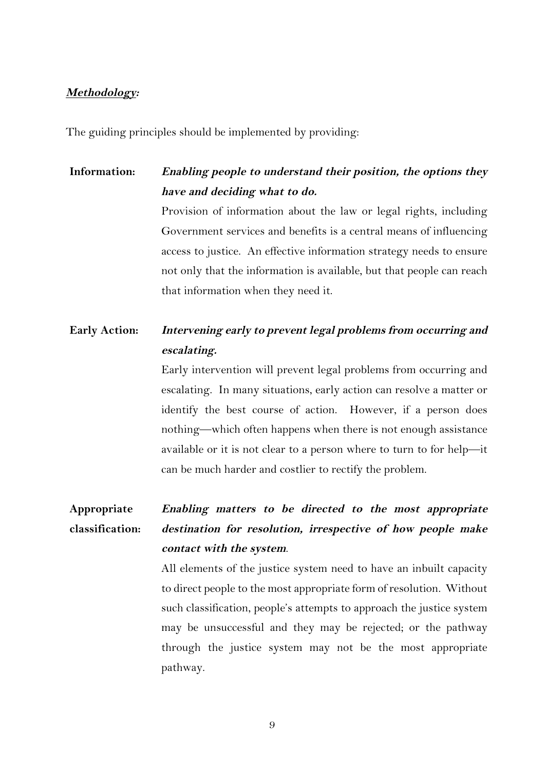***<u>Methodology</u>:***

The guiding principles should be implemented by providing:

**Information:** ***Enabling people to understand their position, the options they have and deciding what to do.***

Provision of information about the law or legal rights, including Government services and benefits is a central means of influencing access to justice. An effective information strategy needs to ensure not only that the information is available, but that people can reach that information when they need it.

**Early Action:** ***Intervening early to prevent legal problems from occurring and escalating.***

Early intervention will prevent legal problems from occurring and escalating. In many situations, early action can resolve a matter or identify the best course of action. However, if a person does nothing—which often happens when there is not enough assistance available or it is not clear to a person where to turn to for help—it can be much harder and costlier to rectify the problem.

**Appropriate classification:** ***Enabling matters to be directed to the most appropriate destination for resolution, irrespective of how people make contact with the system*.**

All elements of the justice system need to have an inbuilt capacity to direct people to the most appropriate form of resolution. Without such classification, people's attempts to approach the justice system may be unsuccessful and they may be rejected; or the pathway through the justice system may not be the most appropriate pathway.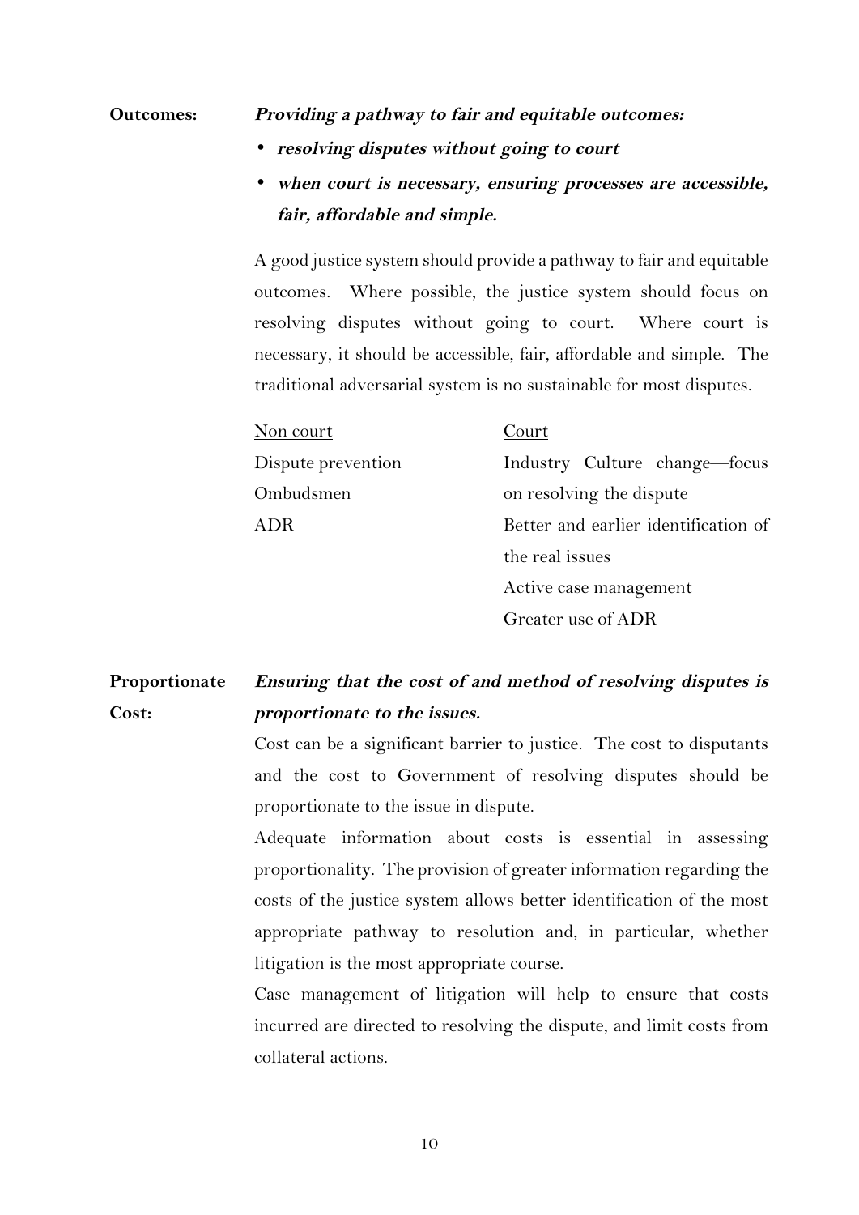**Outcomes:** ***Providing a pathway to fair and equitable outcomes:***

- ***resolving disputes without going to court***
- ***when court is necessary, ensuring processes are accessible, fair, affordable and simple.***

A good justice system should provide a pathway to fair and equitable outcomes. Where possible, the justice system should focus on resolving disputes without going to court. Where court is necessary, it should be accessible, fair, affordable and simple. The traditional adversarial system is no sustainable for most disputes.

| Non court | Court |
| --- | --- |
| Dispute prevention | Industry Culture change—focus on resolving the dispute |
| Ombudsmen | Better and earlier identification of the real issues |
| ADR | Active case management |
| | Greater use of ADR |

**Proportionate Cost:** ***Ensuring that the cost of and method of resolving disputes is proportionate to the issues.***

Cost can be a significant barrier to justice. The cost to disputants and the cost to Government of resolving disputes should be proportionate to the issue in dispute.

Adequate information about costs is essential in assessing proportionality. The provision of greater information regarding the costs of the justice system allows better identification of the most appropriate pathway to resolution and, in particular, whether litigation is the most appropriate course.

Case management of litigation will help to ensure that costs incurred are directed to resolving the dispute, and limit costs from collateral actions.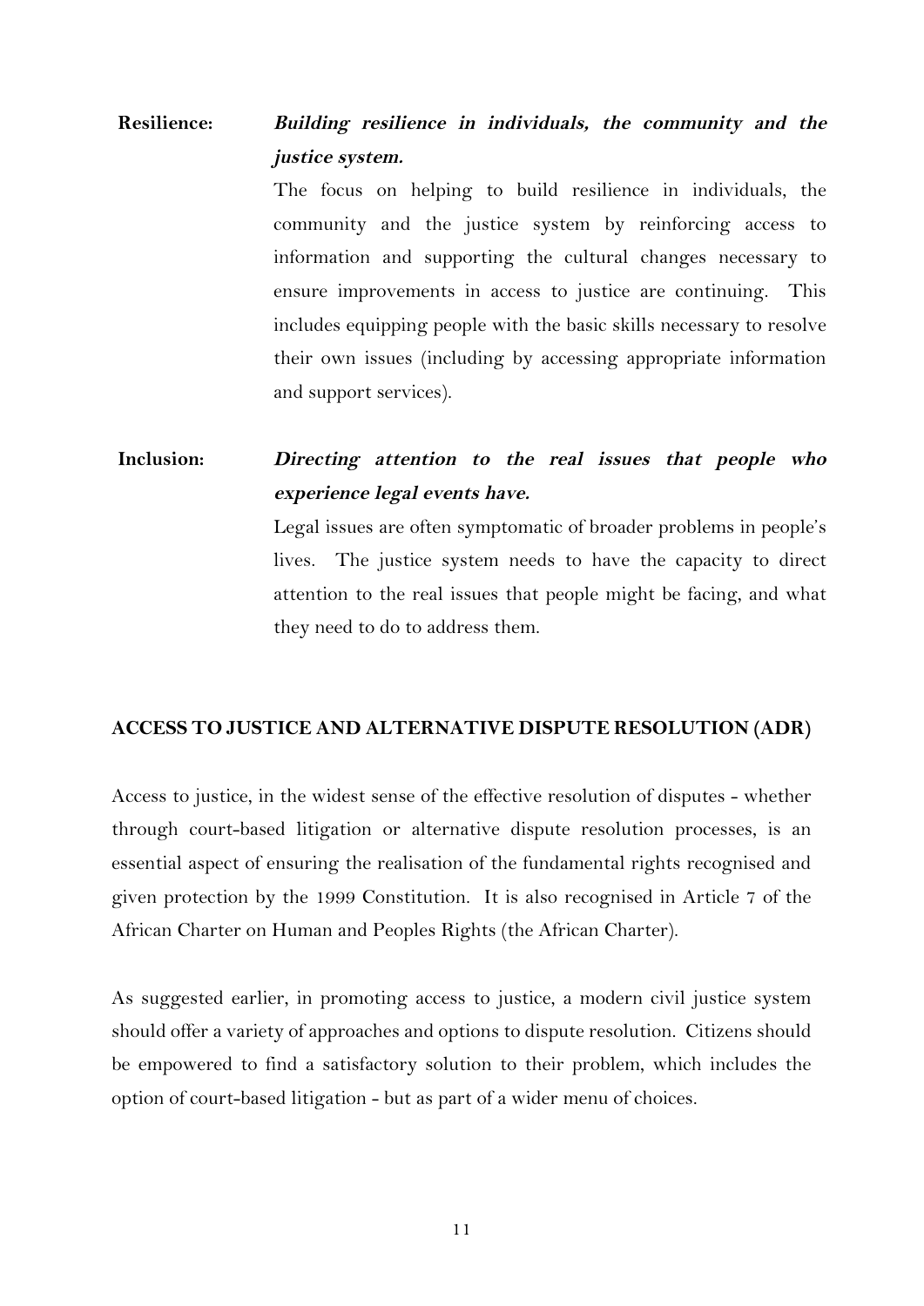**Resilience:** ***Building resilience in individuals, the community and the justice system.***

The focus on helping to build resilience in individuals, the community and the justice system by reinforcing access to information and supporting the cultural changes necessary to ensure improvements in access to justice are continuing. This includes equipping people with the basic skills necessary to resolve their own issues (including by accessing appropriate information and support services).

**Inclusion:** ***Directing attention to the real issues that people who experience legal events have.***

Legal issues are often symptomatic of broader problems in people's lives. The justice system needs to have the capacity to direct attention to the real issues that people might be facing, and what they need to do to address them.

## ACCESS TO JUSTICE AND ALTERNATIVE DISPUTE RESOLUTION (ADR)

Access to justice, in the widest sense of the effective resolution of disputes - whether through court-based litigation or alternative dispute resolution processes, is an essential aspect of ensuring the realisation of the fundamental rights recognised and given protection by the 1999 Constitution. It is also recognised in Article 7 of the African Charter on Human and Peoples Rights (the African Charter).

As suggested earlier, in promoting access to justice, a modern civil justice system should offer a variety of approaches and options to dispute resolution. Citizens should be empowered to find a satisfactory solution to their problem, which includes the option of court-based litigation - but as part of a wider menu of choices.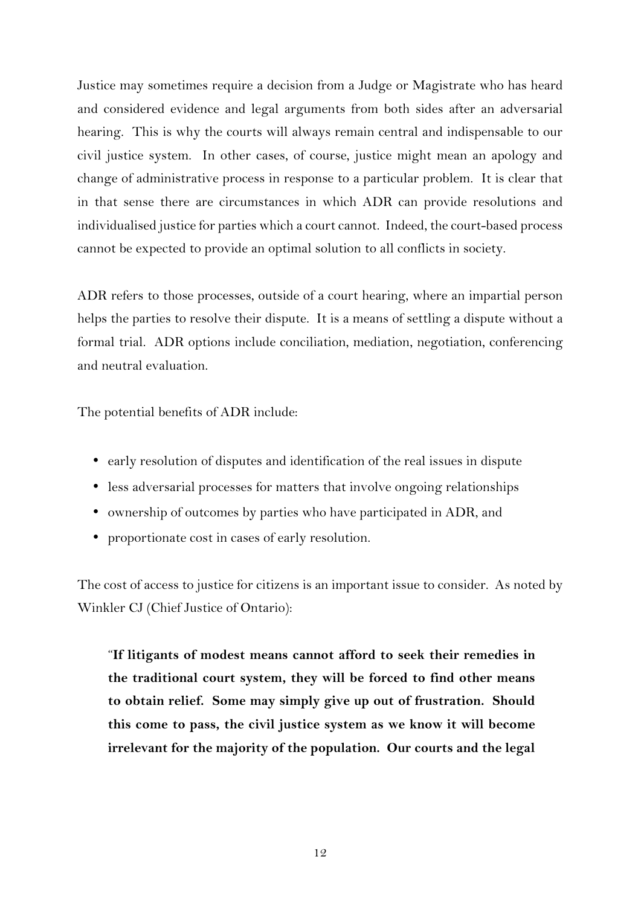Justice may sometimes require a decision from a Judge or Magistrate who has heard and considered evidence and legal arguments from both sides after an adversarial hearing. This is why the courts will always remain central and indispensable to our civil justice system. In other cases, of course, justice might mean an apology and change of administrative process in response to a particular problem. It is clear that in that sense there are circumstances in which ADR can provide resolutions and individualised justice for parties which a court cannot. Indeed, the court-based process cannot be expected to provide an optimal solution to all conflicts in society.

ADR refers to those processes, outside of a court hearing, where an impartial person helps the parties to resolve their dispute. It is a means of settling a dispute without a formal trial. ADR options include conciliation, mediation, negotiation, conferencing and neutral evaluation.

The potential benefits of ADR include:

- early resolution of disputes and identification of the real issues in dispute
- less adversarial processes for matters that involve ongoing relationships
- ownership of outcomes by parties who have participated in ADR, and
- proportionate cost in cases of early resolution.

The cost of access to justice for citizens is an important issue to consider. As noted by Winkler CJ (Chief Justice of Ontario):

> "**If litigants of modest means cannot afford to seek their remedies in the traditional court system, they will be forced to find other means to obtain relief. Some may simply give up out of frustration. Should this come to pass, the civil justice system as we know it will become irrelevant for the majority of the population. Our courts and the legal**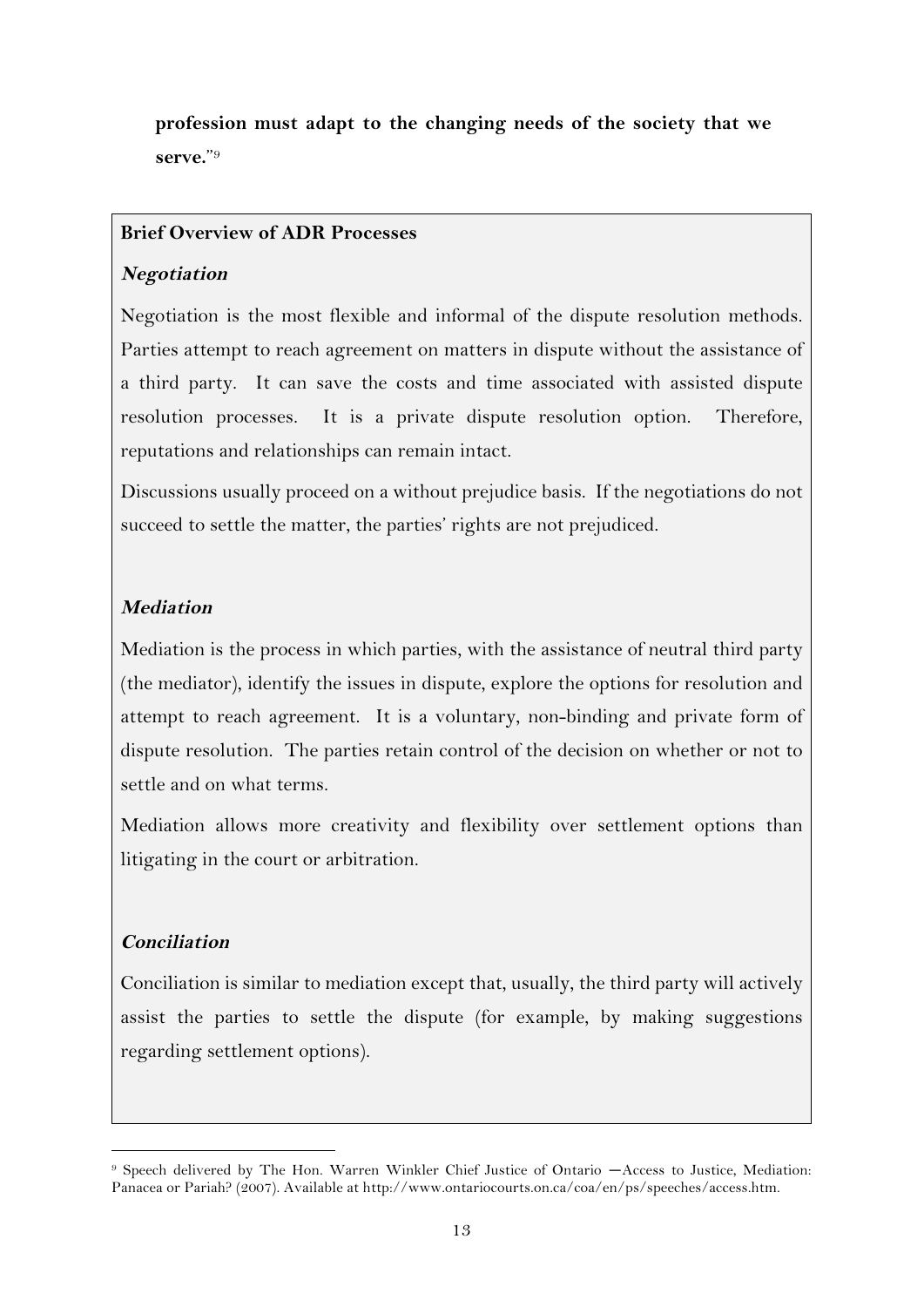**profession must adapt to the changing needs of the society that we serve.**"[9]

**Brief Overview of ADR Processes**

***Negotiation***

Negotiation is the most flexible and informal of the dispute resolution methods. Parties attempt to reach agreement on matters in dispute without the assistance of a third party. It can save the costs and time associated with assisted dispute resolution processes. It is a private dispute resolution option. Therefore, reputations and relationships can remain intact.

Discussions usually proceed on a without prejudice basis. If the negotiations do not succeed to settle the matter, the parties' rights are not prejudiced.

***Mediation***

Mediation is the process in which parties, with the assistance of neutral third party (the mediator), identify the issues in dispute, explore the options for resolution and attempt to reach agreement. It is a voluntary, non-binding and private form of dispute resolution. The parties retain control of the decision on whether or not to settle and on what terms.

Mediation allows more creativity and flexibility over settlement options than litigating in the court or arbitration.

***Conciliation***

Conciliation is similar to mediation except that, usually, the third party will actively assist the parties to settle the dispute (for example, by making suggestions regarding settlement options).

---

[9] Speech delivered by The Hon. Warren Winkler Chief Justice of Ontario —Access to Justice, Mediation: Panacea or Pariah? (2007). Available at http://www.ontariocourts.on.ca/coa/en/ps/speeches/access.htm.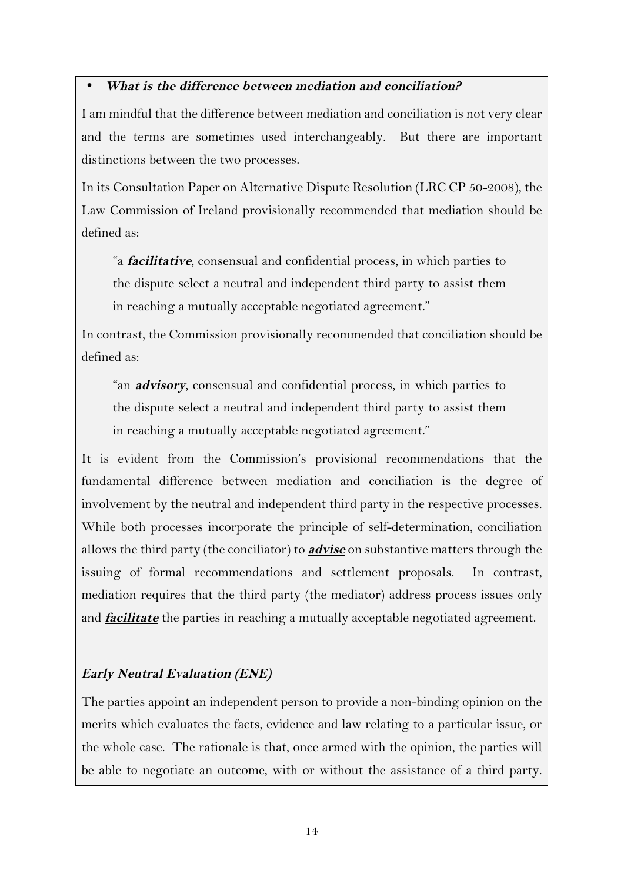- ***What is the difference between mediation and conciliation?***

I am mindful that the difference between mediation and conciliation is not very clear and the terms are sometimes used interchangeably. But there are important distinctions between the two processes.

In its Consultation Paper on Alternative Dispute Resolution (LRC CP 50-2008), the Law Commission of Ireland provisionally recommended that mediation should be defined as:

> "a ***facilitative***, consensual and confidential process, in which parties to the dispute select a neutral and independent third party to assist them in reaching a mutually acceptable negotiated agreement."

In contrast, the Commission provisionally recommended that conciliation should be defined as:

> "an ***advisory***, consensual and confidential process, in which parties to the dispute select a neutral and independent third party to assist them in reaching a mutually acceptable negotiated agreement."

It is evident from the Commission's provisional recommendations that the fundamental difference between mediation and conciliation is the degree of involvement by the neutral and independent third party in the respective processes. While both processes incorporate the principle of self-determination, conciliation allows the third party (the conciliator) to ***advise*** on substantive matters through the issuing of formal recommendations and settlement proposals. In contrast, mediation requires that the third party (the mediator) address process issues only and ***facilitate*** the parties in reaching a mutually acceptable negotiated agreement.

***Early Neutral Evaluation (ENE)***

The parties appoint an independent person to provide a non-binding opinion on the merits which evaluates the facts, evidence and law relating to a particular issue, or the whole case. The rationale is that, once armed with the opinion, the parties will be able to negotiate an outcome, with or without the assistance of a third party.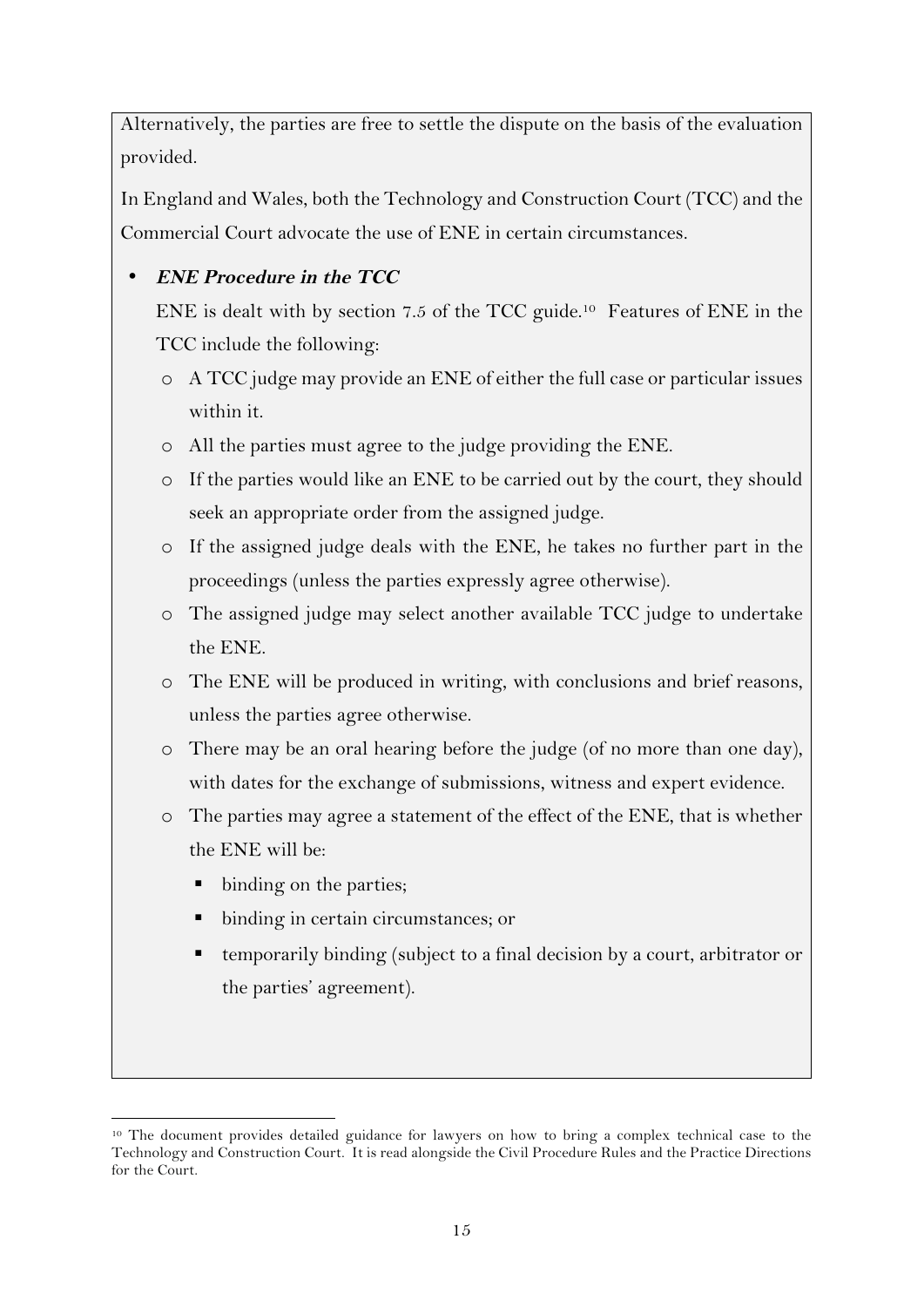Alternatively, the parties are free to settle the dispute on the basis of the evaluation provided.

In England and Wales, both the Technology and Construction Court (TCC) and the Commercial Court advocate the use of ENE in certain circumstances.

- ***ENE Procedure in the TCC***

  ENE is dealt with by section 7.5 of the TCC guide.[10] Features of ENE in the TCC include the following:

  - A TCC judge may provide an ENE of either the full case or particular issues within it.
  - All the parties must agree to the judge providing the ENE.
  - If the parties would like an ENE to be carried out by the court, they should seek an appropriate order from the assigned judge.
  - If the assigned judge deals with the ENE, he takes no further part in the proceedings (unless the parties expressly agree otherwise).
  - The assigned judge may select another available TCC judge to undertake the ENE.
  - The ENE will be produced in writing, with conclusions and brief reasons, unless the parties agree otherwise.
  - There may be an oral hearing before the judge (of no more than one day), with dates for the exchange of submissions, witness and expert evidence.
  - The parties may agree a statement of the effect of the ENE, that is whether the ENE will be:
    - binding on the parties;
    - binding in certain circumstances; or
    - temporarily binding (subject to a final decision by a court, arbitrator or the parties' agreement).

[10] The document provides detailed guidance for lawyers on how to bring a complex technical case to the Technology and Construction Court. It is read alongside the Civil Procedure Rules and the Practice Directions for the Court.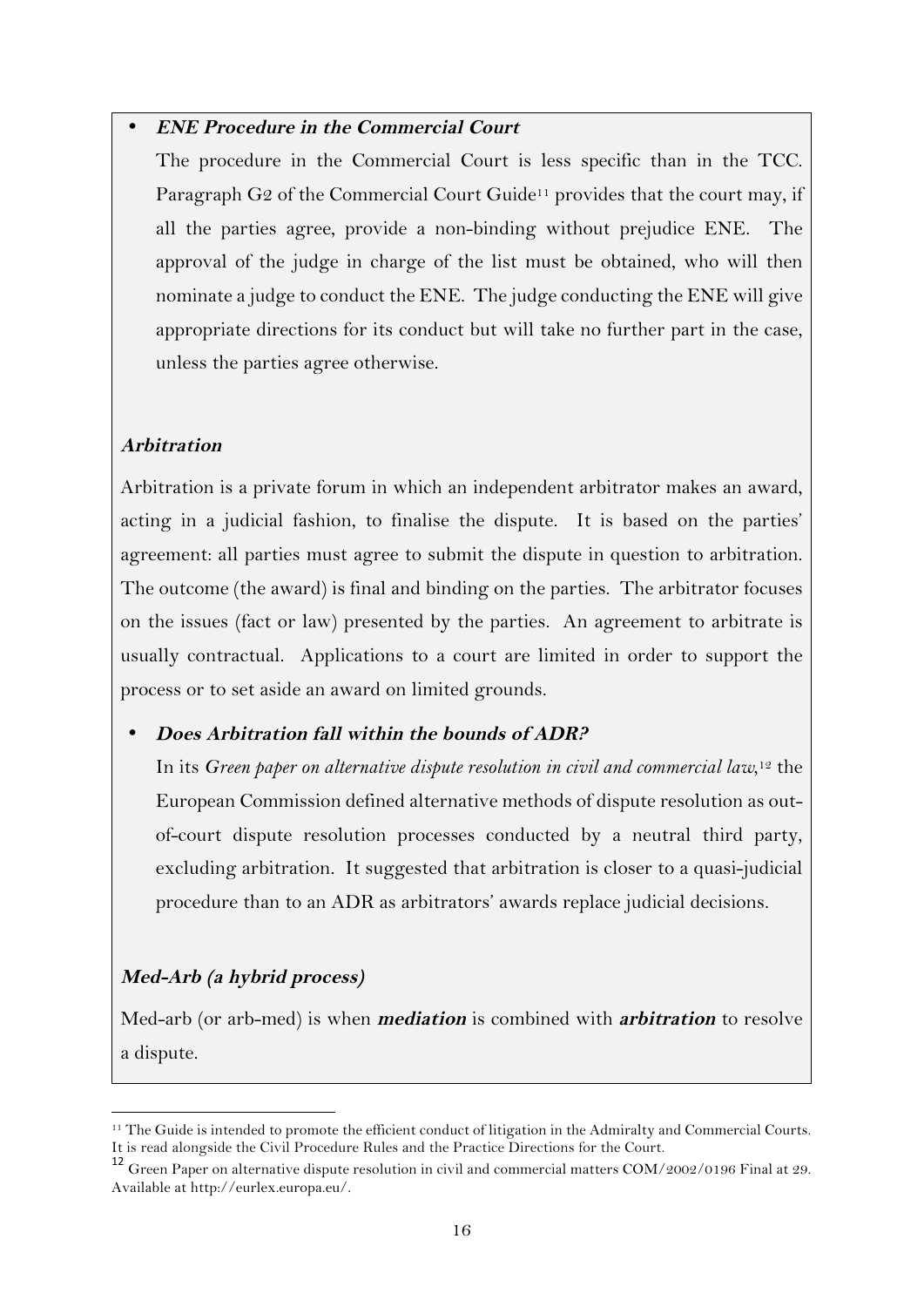- ***ENE Procedure in the Commercial Court***

  The procedure in the Commercial Court is less specific than in the TCC. Paragraph G2 of the Commercial Court Guide[11] provides that the court may, if all the parties agree, provide a non-binding without prejudice ENE. The approval of the judge in charge of the list must be obtained, who will then nominate a judge to conduct the ENE. The judge conducting the ENE will give appropriate directions for its conduct but will take no further part in the case, unless the parties agree otherwise.

### *Arbitration*

Arbitration is a private forum in which an independent arbitrator makes an award, acting in a judicial fashion, to finalise the dispute. It is based on the parties' agreement: all parties must agree to submit the dispute in question to arbitration. The outcome (the award) is final and binding on the parties. The arbitrator focuses on the issues (fact or law) presented by the parties. An agreement to arbitrate is usually contractual. Applications to a court are limited in order to support the process or to set aside an award on limited grounds.

- ***Does Arbitration fall within the bounds of ADR?***

  In its *Green paper on alternative dispute resolution in civil and commercial law,*[12] the European Commission defined alternative methods of dispute resolution as out-of-court dispute resolution processes conducted by a neutral third party, excluding arbitration. It suggested that arbitration is closer to a quasi-judicial procedure than to an ADR as arbitrators' awards replace judicial decisions.

### *Med-Arb (a hybrid process)*

Med-arb (or arb-med) is when ***mediation*** is combined with ***arbitration*** to resolve a dispute.

---

[11] The Guide is intended to promote the efficient conduct of litigation in the Admiralty and Commercial Courts. It is read alongside the Civil Procedure Rules and the Practice Directions for the Court.

[12] Green Paper on alternative dispute resolution in civil and commercial matters COM/2002/0196 Final at 29. Available at http://eurlex.europa.eu/.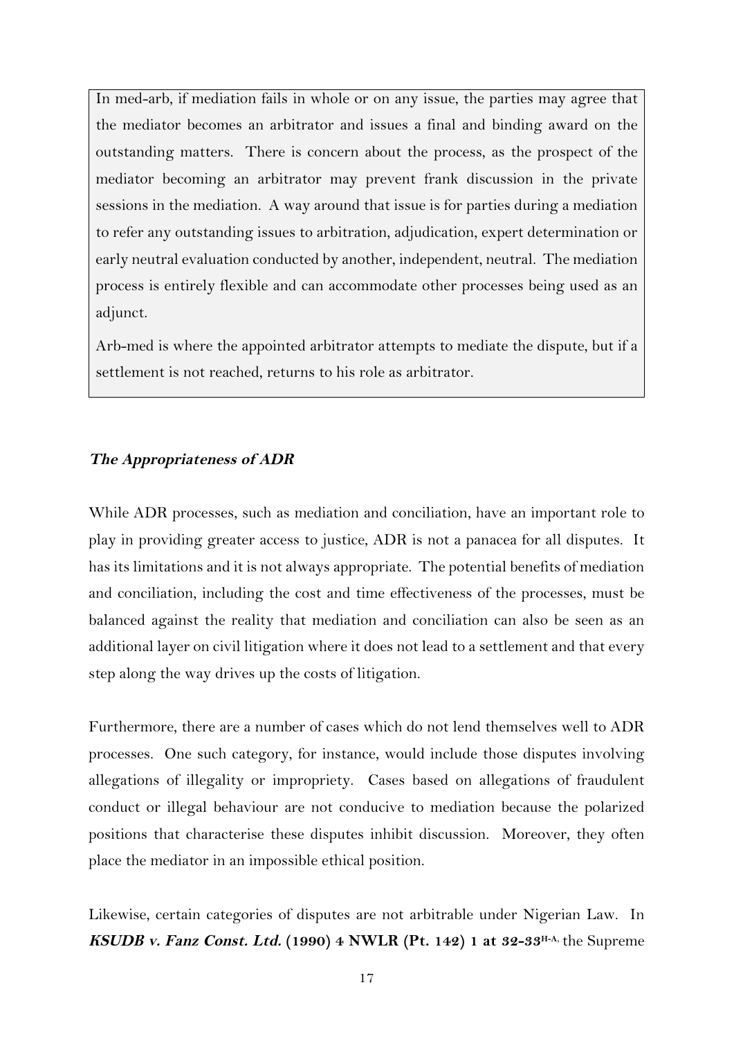> In med-arb, if mediation fails in whole or on any issue, the parties may agree that the mediator becomes an arbitrator and issues a final and binding award on the outstanding matters. There is concern about the process, as the prospect of the mediator becoming an arbitrator may prevent frank discussion in the private sessions in the mediation. A way around that issue is for parties during a mediation to refer any outstanding issues to arbitration, adjudication, expert determination or early neutral evaluation conducted by another, independent, neutral. The mediation process is entirely flexible and can accommodate other processes being used as an adjunct.
>
> Arb-med is where the appointed arbitrator attempts to mediate the dispute, but if a settlement is not reached, returns to his role as arbitrator.

***The Appropriateness of ADR***

While ADR processes, such as mediation and conciliation, have an important role to play in providing greater access to justice, ADR is not a panacea for all disputes. It has its limitations and it is not always appropriate. The potential benefits of mediation and conciliation, including the cost and time effectiveness of the processes, must be balanced against the reality that mediation and conciliation can also be seen as an additional layer on civil litigation where it does not lead to a settlement and that every step along the way drives up the costs of litigation.

Furthermore, there are a number of cases which do not lend themselves well to ADR processes. One such category, for instance, would include those disputes involving allegations of illegality or impropriety. Cases based on allegations of fraudulent conduct or illegal behaviour are not conducive to mediation because the polarized positions that characterise these disputes inhibit discussion. Moreover, they often place the mediator in an impossible ethical position.

Likewise, certain categories of disputes are not arbitrable under Nigerian Law. In ***KSUDB v. Fanz Const. Ltd.* (1990) 4 NWLR (Pt. 142) 1 at *32-33*[H-A],** the Supreme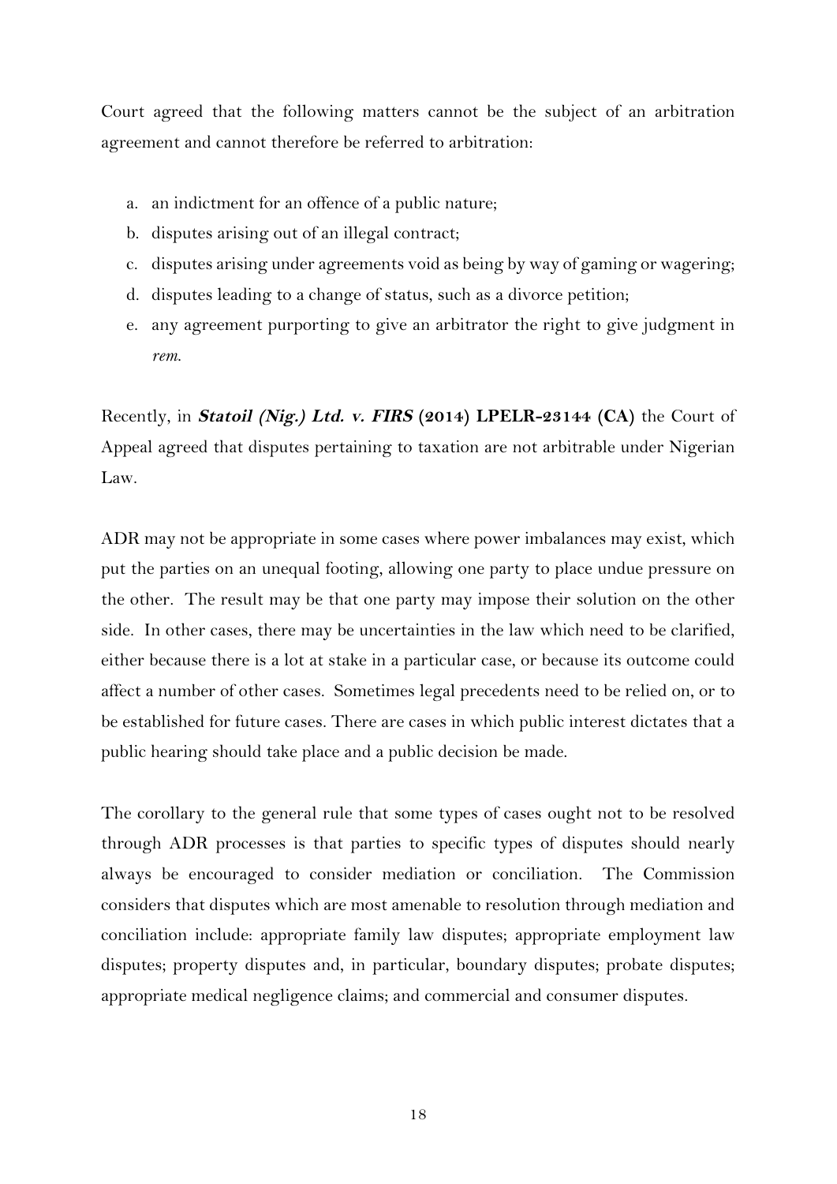Court agreed that the following matters cannot be the subject of an arbitration agreement and cannot therefore be referred to arbitration:

a. an indictment for an offence of a public nature;
b. disputes arising out of an illegal contract;
c. disputes arising under agreements void as being by way of gaming or wagering;
d. disputes leading to a change of status, such as a divorce petition;
e. any agreement purporting to give an arbitrator the right to give judgment in *rem.*

Recently, in ***Statoil (Nig.) Ltd. v. FIRS*** **(2014) LPELR-23144 (CA)** the Court of Appeal agreed that disputes pertaining to taxation are not arbitrable under Nigerian Law.

ADR may not be appropriate in some cases where power imbalances may exist, which put the parties on an unequal footing, allowing one party to place undue pressure on the other. The result may be that one party may impose their solution on the other side. In other cases, there may be uncertainties in the law which need to be clarified, either because there is a lot at stake in a particular case, or because its outcome could affect a number of other cases. Sometimes legal precedents need to be relied on, or to be established for future cases. There are cases in which public interest dictates that a public hearing should take place and a public decision be made.

The corollary to the general rule that some types of cases ought not to be resolved through ADR processes is that parties to specific types of disputes should nearly always be encouraged to consider mediation or conciliation. The Commission considers that disputes which are most amenable to resolution through mediation and conciliation include: appropriate family law disputes; appropriate employment law disputes; property disputes and, in particular, boundary disputes; probate disputes; appropriate medical negligence claims; and commercial and consumer disputes.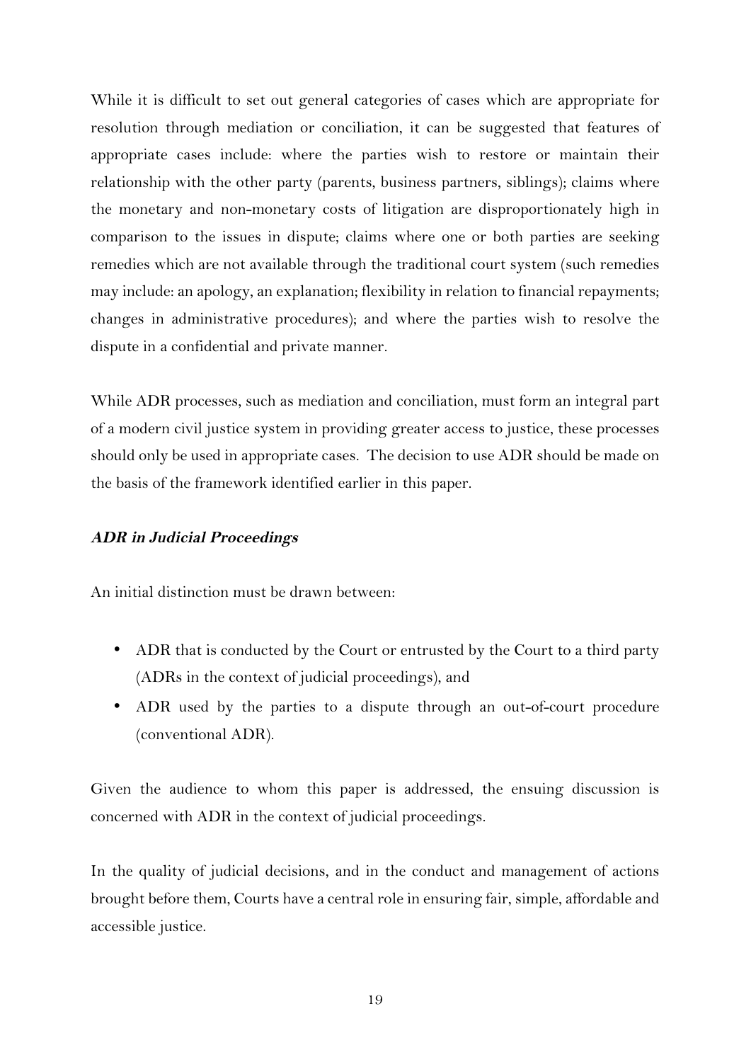While it is difficult to set out general categories of cases which are appropriate for resolution through mediation or conciliation, it can be suggested that features of appropriate cases include: where the parties wish to restore or maintain their relationship with the other party (parents, business partners, siblings); claims where the monetary and non-monetary costs of litigation are disproportionately high in comparison to the issues in dispute; claims where one or both parties are seeking remedies which are not available through the traditional court system (such remedies may include: an apology, an explanation; flexibility in relation to financial repayments; changes in administrative procedures); and where the parties wish to resolve the dispute in a confidential and private manner.

While ADR processes, such as mediation and conciliation, must form an integral part of a modern civil justice system in providing greater access to justice, these processes should only be used in appropriate cases. The decision to use ADR should be made on the basis of the framework identified earlier in this paper.

### ***ADR in Judicial Proceedings***

An initial distinction must be drawn between:

- ADR that is conducted by the Court or entrusted by the Court to a third party (ADRs in the context of judicial proceedings), and
- ADR used by the parties to a dispute through an out-of-court procedure (conventional ADR).

Given the audience to whom this paper is addressed, the ensuing discussion is concerned with ADR in the context of judicial proceedings.

In the quality of judicial decisions, and in the conduct and management of actions brought before them, Courts have a central role in ensuring fair, simple, affordable and accessible justice.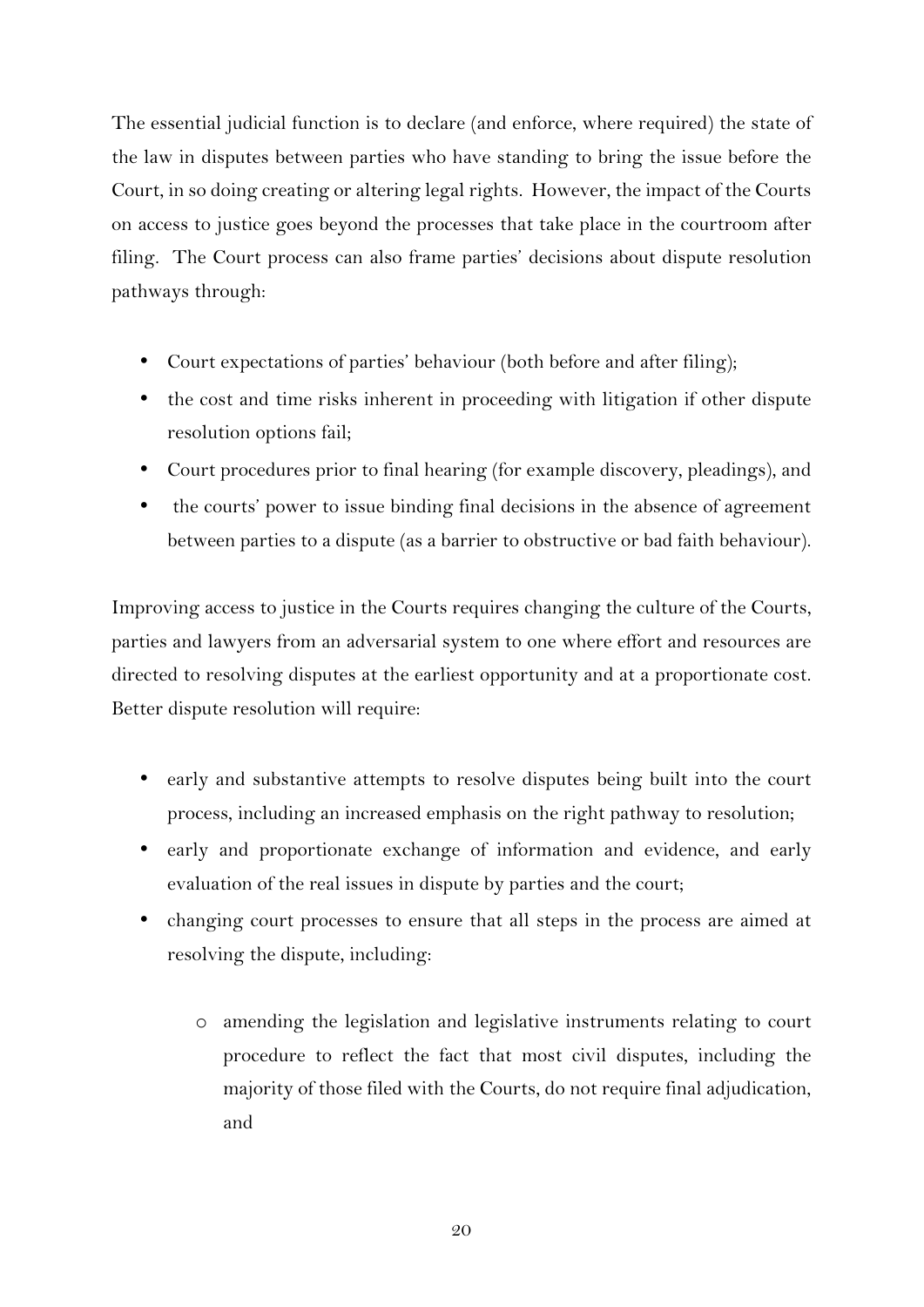The essential judicial function is to declare (and enforce, where required) the state of the law in disputes between parties who have standing to bring the issue before the Court, in so doing creating or altering legal rights. However, the impact of the Courts on access to justice goes beyond the processes that take place in the courtroom after filing. The Court process can also frame parties' decisions about dispute resolution pathways through:

- Court expectations of parties' behaviour (both before and after filing);
- the cost and time risks inherent in proceeding with litigation if other dispute resolution options fail;
- Court procedures prior to final hearing (for example discovery, pleadings), and
- the courts' power to issue binding final decisions in the absence of agreement between parties to a dispute (as a barrier to obstructive or bad faith behaviour).

Improving access to justice in the Courts requires changing the culture of the Courts, parties and lawyers from an adversarial system to one where effort and resources are directed to resolving disputes at the earliest opportunity and at a proportionate cost. Better dispute resolution will require:

- early and substantive attempts to resolve disputes being built into the court process, including an increased emphasis on the right pathway to resolution;
- early and proportionate exchange of information and evidence, and early evaluation of the real issues in dispute by parties and the court;
- changing court processes to ensure that all steps in the process are aimed at resolving the dispute, including:
    - amending the legislation and legislative instruments relating to court procedure to reflect the fact that most civil disputes, including the majority of those filed with the Courts, do not require final adjudication, and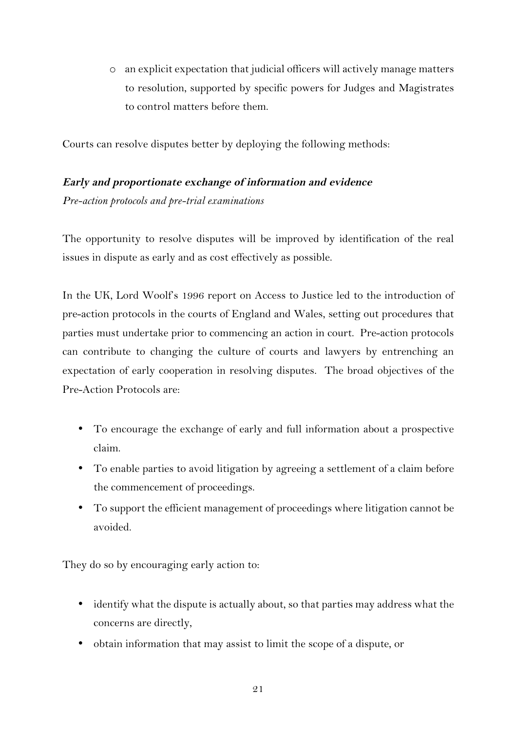- an explicit expectation that judicial officers will actively manage matters to resolution, supported by specific powers for Judges and Magistrates to control matters before them.

Courts can resolve disputes better by deploying the following methods:

***Early and proportionate exchange of information and evidence***

*Pre-action protocols and pre-trial examinations*

The opportunity to resolve disputes will be improved by identification of the real issues in dispute as early and as cost effectively as possible.

In the UK, Lord Woolf's 1996 report on Access to Justice led to the introduction of pre-action protocols in the courts of England and Wales, setting out procedures that parties must undertake prior to commencing an action in court. Pre-action protocols can contribute to changing the culture of courts and lawyers by entrenching an expectation of early cooperation in resolving disputes. The broad objectives of the Pre-Action Protocols are:

- To encourage the exchange of early and full information about a prospective claim.
- To enable parties to avoid litigation by agreeing a settlement of a claim before the commencement of proceedings.
- To support the efficient management of proceedings where litigation cannot be avoided.

They do so by encouraging early action to:

- identify what the dispute is actually about, so that parties may address what the concerns are directly,
- obtain information that may assist to limit the scope of a dispute, or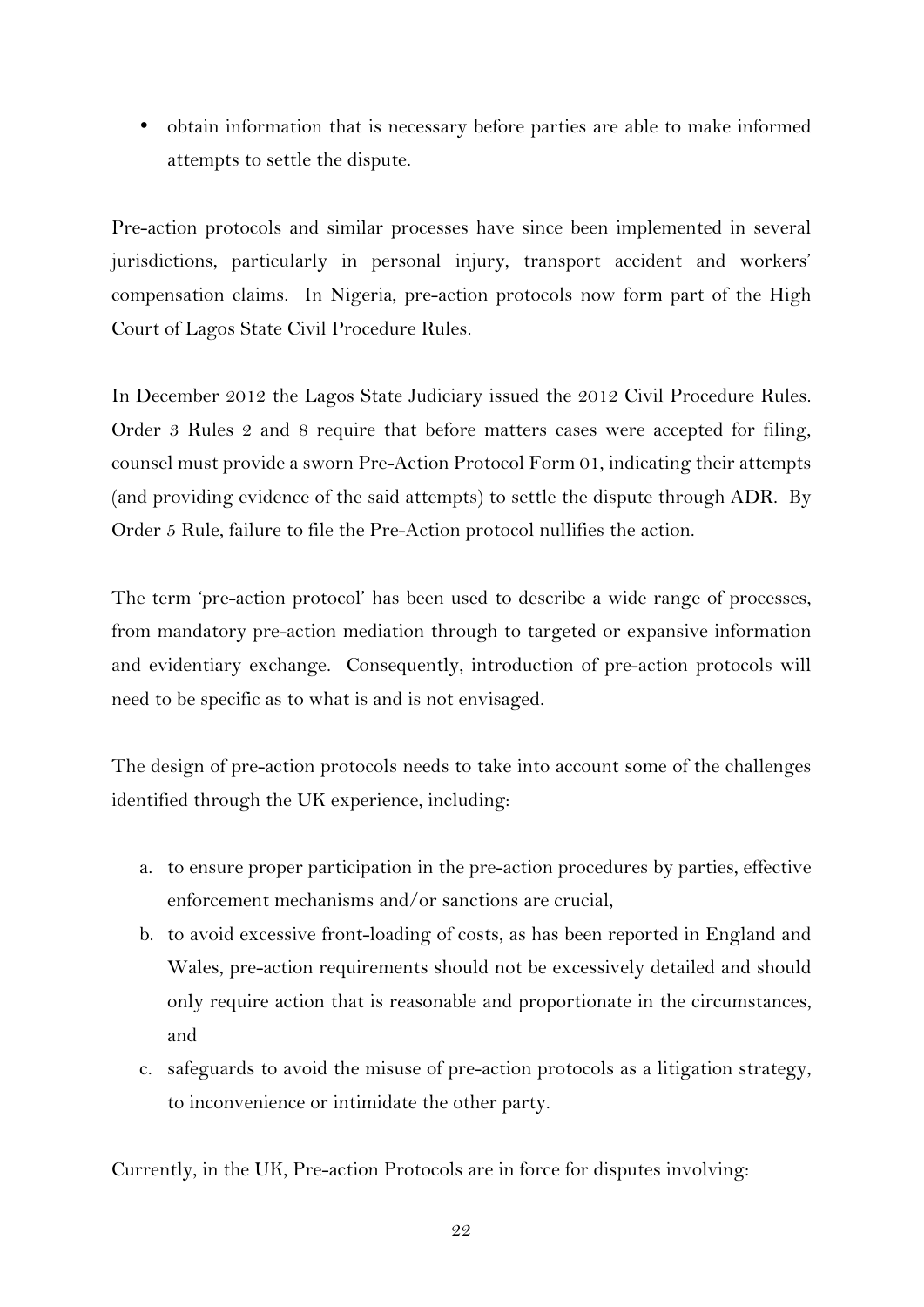- obtain information that is necessary before parties are able to make informed attempts to settle the dispute.

Pre-action protocols and similar processes have since been implemented in several jurisdictions, particularly in personal injury, transport accident and workers' compensation claims. In Nigeria, pre-action protocols now form part of the High Court of Lagos State Civil Procedure Rules.

In December 2012 the Lagos State Judiciary issued the 2012 Civil Procedure Rules. Order 3 Rules 2 and 8 require that before matters cases were accepted for filing, counsel must provide a sworn Pre-Action Protocol Form 01, indicating their attempts (and providing evidence of the said attempts) to settle the dispute through ADR. By Order 5 Rule, failure to file the Pre-Action protocol nullifies the action.

The term 'pre-action protocol' has been used to describe a wide range of processes, from mandatory pre-action mediation through to targeted or expansive information and evidentiary exchange. Consequently, introduction of pre-action protocols will need to be specific as to what is and is not envisaged.

The design of pre-action protocols needs to take into account some of the challenges identified through the UK experience, including:

a. to ensure proper participation in the pre-action procedures by parties, effective enforcement mechanisms and/or sanctions are crucial,
b. to avoid excessive front-loading of costs, as has been reported in England and Wales, pre-action requirements should not be excessively detailed and should only require action that is reasonable and proportionate in the circumstances, and
c. safeguards to avoid the misuse of pre-action protocols as a litigation strategy, to inconvenience or intimidate the other party.

Currently, in the UK, Pre-action Protocols are in force for disputes involving: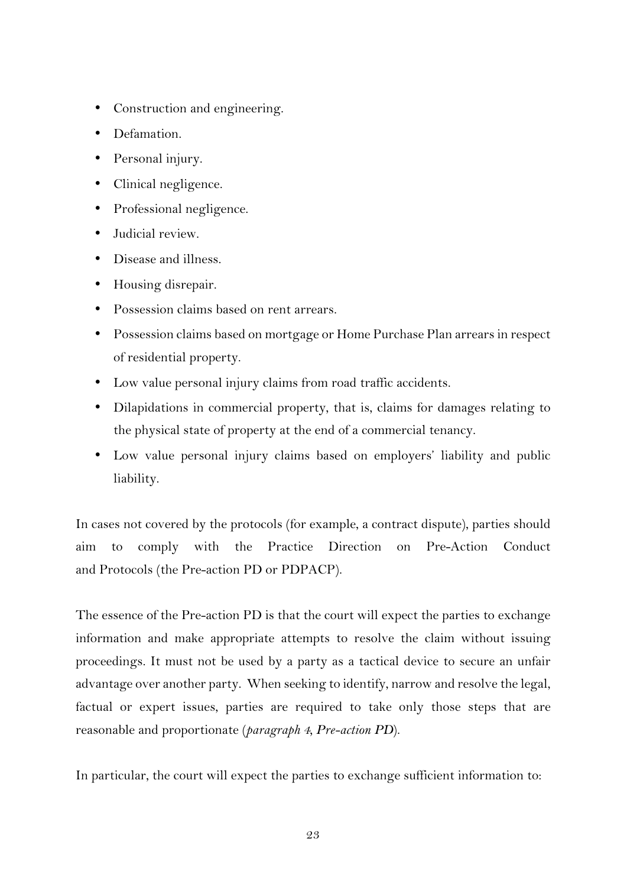- Construction and engineering.
- Defamation.
- Personal injury.
- Clinical negligence.
- Professional negligence.
- Judicial review.
- Disease and illness.
- Housing disrepair.
- Possession claims based on rent arrears.
- Possession claims based on mortgage or Home Purchase Plan arrears in respect of residential property.
- Low value personal injury claims from road traffic accidents.
- Dilapidations in commercial property, that is, claims for damages relating to the physical state of property at the end of a commercial tenancy.
- Low value personal injury claims based on employers' liability and public liability.

In cases not covered by the protocols (for example, a contract dispute), parties should aim to comply with the Practice Direction on Pre-Action Conduct and Protocols (the Pre-action PD or PDPACP).

The essence of the Pre-action PD is that the court will expect the parties to exchange information and make appropriate attempts to resolve the claim without issuing proceedings. It must not be used by a party as a tactical device to secure an unfair advantage over another party. When seeking to identify, narrow and resolve the legal, factual or expert issues, parties are required to take only those steps that are reasonable and proportionate (*paragraph 4, Pre-action PD*).

In particular, the court will expect the parties to exchange sufficient information to: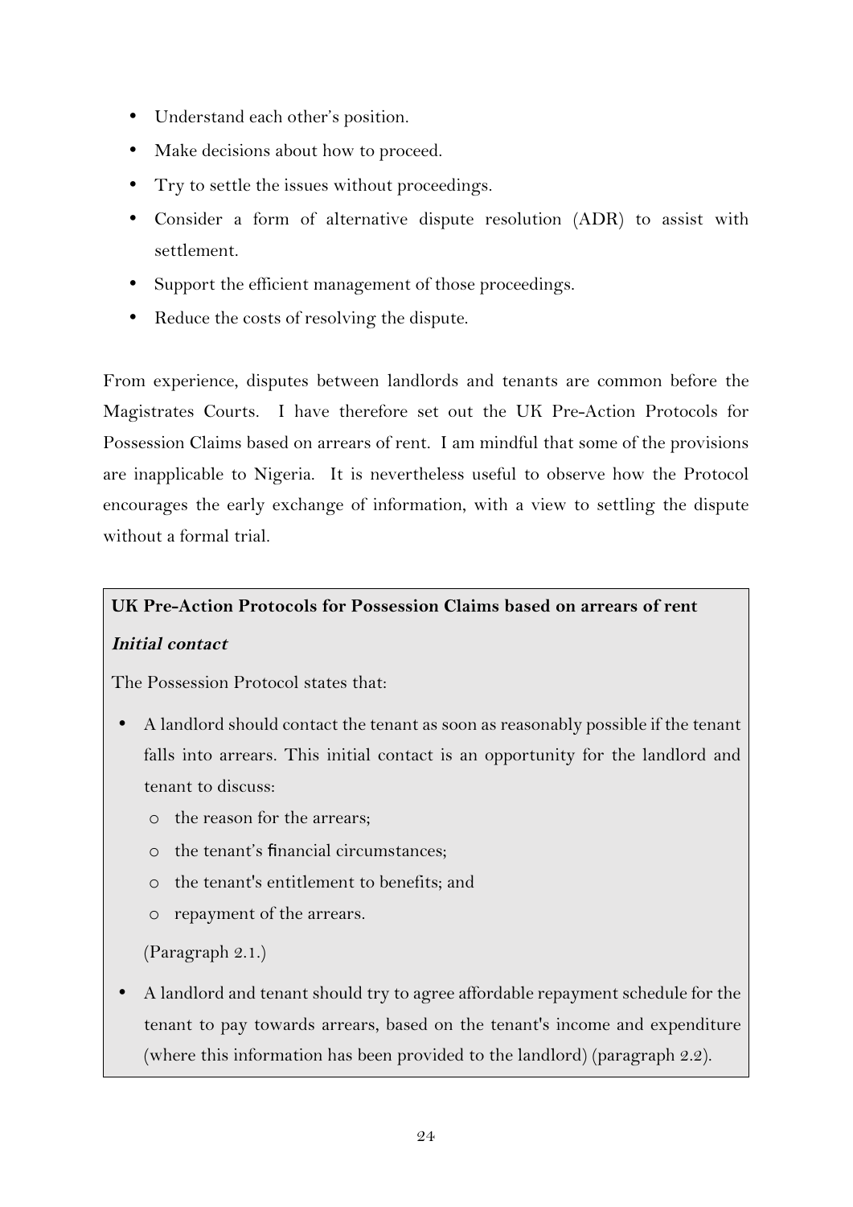- Understand each other's position.
- Make decisions about how to proceed.
- Try to settle the issues without proceedings.
- Consider a form of alternative dispute resolution (ADR) to assist with settlement.
- Support the efficient management of those proceedings.
- Reduce the costs of resolving the dispute.

From experience, disputes between landlords and tenants are common before the Magistrates Courts. I have therefore set out the UK Pre-Action Protocols for Possession Claims based on arrears of rent. I am mindful that some of the provisions are inapplicable to Nigeria. It is nevertheless useful to observe how the Protocol encourages the early exchange of information, with a view to settling the dispute without a formal trial.

**UK Pre-Action Protocols for Possession Claims based on arrears of rent**

***Initial contact***

The Possession Protocol states that:

- A landlord should contact the tenant as soon as reasonably possible if the tenant falls into arrears. This initial contact is an opportunity for the landlord and tenant to discuss:
  - the reason for the arrears;
  - the tenant's financial circumstances;
  - the tenant's entitlement to benefits; and
  - repayment of the arrears.

  (Paragraph 2.1.)

- A landlord and tenant should try to agree affordable repayment schedule for the tenant to pay towards arrears, based on the tenant's income and expenditure (where this information has been provided to the landlord) (paragraph 2.2).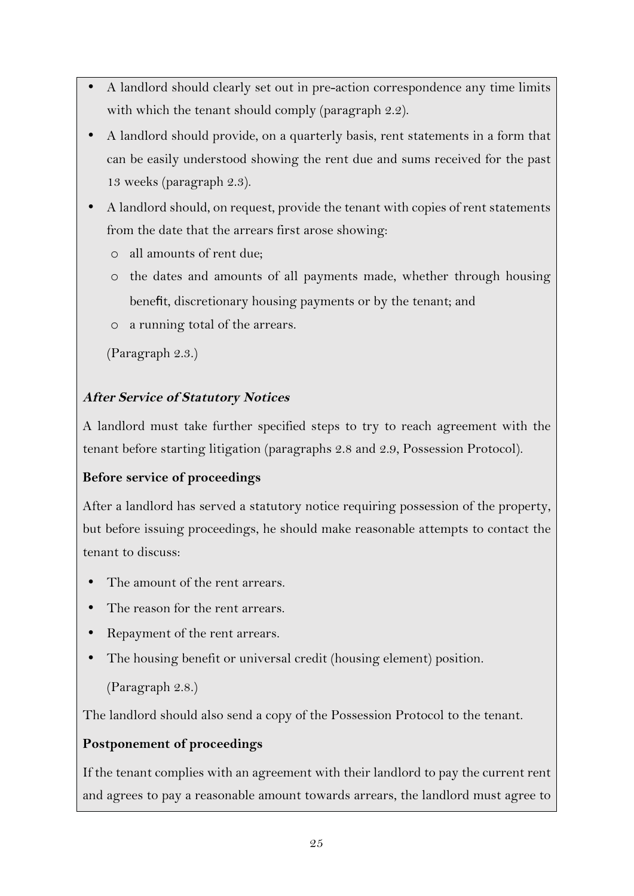- A landlord should clearly set out in pre-action correspondence any time limits with which the tenant should comply (paragraph 2.2).
- A landlord should provide, on a quarterly basis, rent statements in a form that can be easily understood showing the rent due and sums received for the past 13 weeks (paragraph 2.3).
- A landlord should, on request, provide the tenant with copies of rent statements from the date that the arrears first arose showing:
  - all amounts of rent due;
  - the dates and amounts of all payments made, whether through housing benefit, discretionary housing payments or by the tenant; and
  - a running total of the arrears.

  (Paragraph 2.3.)

***After Service of Statutory Notices***

A landlord must take further specified steps to try to reach agreement with the tenant before starting litigation (paragraphs 2.8 and 2.9, Possession Protocol).

**Before service of proceedings**

After a landlord has served a statutory notice requiring possession of the property, but before issuing proceedings, he should make reasonable attempts to contact the tenant to discuss:

- The amount of the rent arrears.
- The reason for the rent arrears.
- Repayment of the rent arrears.
- The housing benefit or universal credit (housing element) position.

  (Paragraph 2.8.)

The landlord should also send a copy of the Possession Protocol to the tenant.

**Postponement of proceedings**

If the tenant complies with an agreement with their landlord to pay the current rent and agrees to pay a reasonable amount towards arrears, the landlord must agree to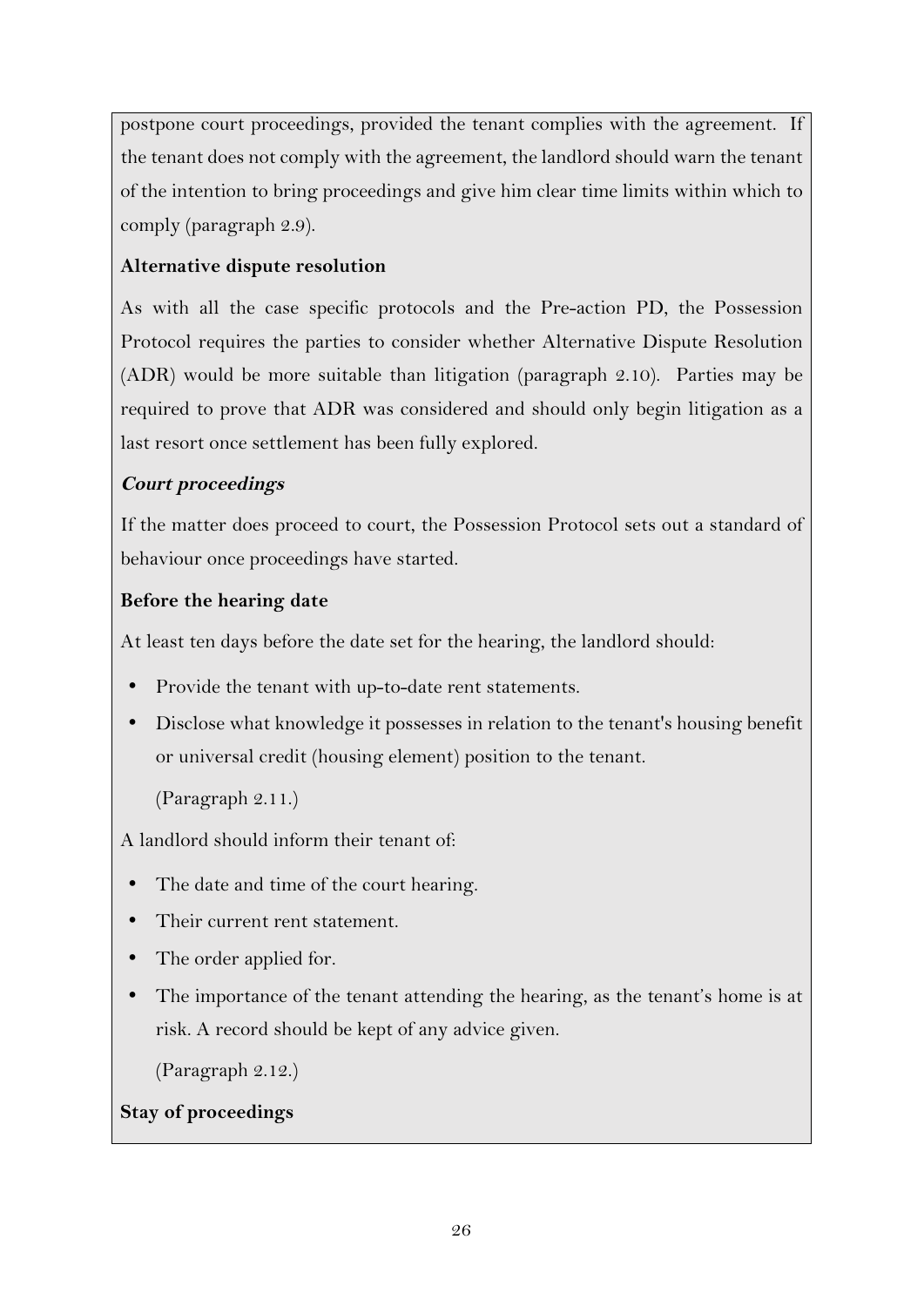postpone court proceedings, provided the tenant complies with the agreement. If the tenant does not comply with the agreement, the landlord should warn the tenant of the intention to bring proceedings and give him clear time limits within which to comply (paragraph 2.9).

**Alternative dispute resolution**

As with all the case specific protocols and the Pre-action PD, the Possession Protocol requires the parties to consider whether Alternative Dispute Resolution (ADR) would be more suitable than litigation (paragraph 2.10). Parties may be required to prove that ADR was considered and should only begin litigation as a last resort once settlement has been fully explored.

***Court proceedings***

If the matter does proceed to court, the Possession Protocol sets out a standard of behaviour once proceedings have started.

**Before the hearing date**

At least ten days before the date set for the hearing, the landlord should:

- Provide the tenant with up-to-date rent statements.
- Disclose what knowledge it possesses in relation to the tenant's housing benefit or universal credit (housing element) position to the tenant.

  (Paragraph 2.11.)

A landlord should inform their tenant of:

- The date and time of the court hearing.
- Their current rent statement.
- The order applied for.
- The importance of the tenant attending the hearing, as the tenant's home is at risk. A record should be kept of any advice given.

  (Paragraph 2.12.)

**Stay of proceedings**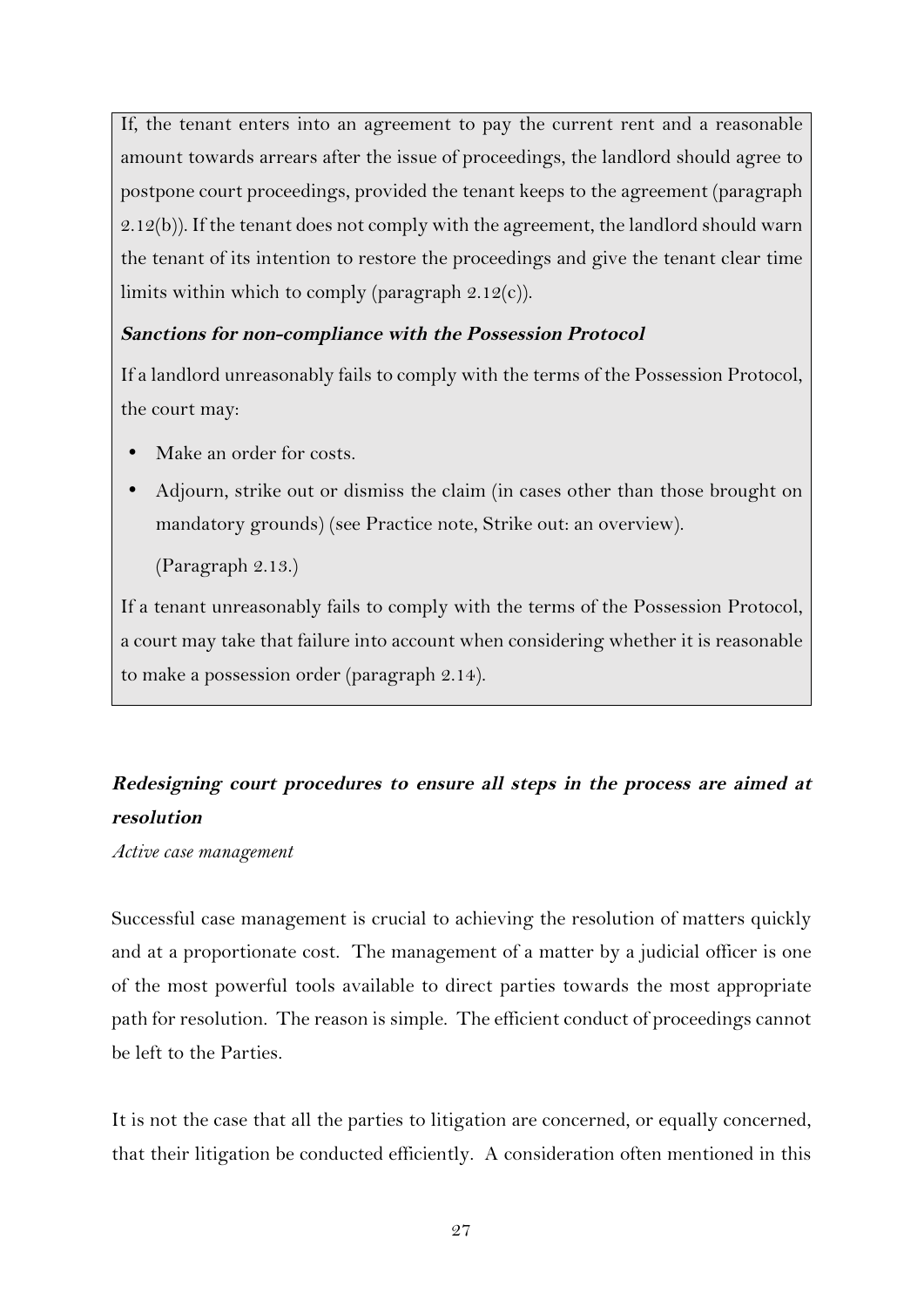If, the tenant enters into an agreement to pay the current rent and a reasonable amount towards arrears after the issue of proceedings, the landlord should agree to postpone court proceedings, provided the tenant keeps to the agreement (paragraph 2.12(b)). If the tenant does not comply with the agreement, the landlord should warn the tenant of its intention to restore the proceedings and give the tenant clear time limits within which to comply (paragraph 2.12(c)).

***Sanctions for non-compliance with the Possession Protocol***

If a landlord unreasonably fails to comply with the terms of the Possession Protocol, the court may:

- Make an order for costs.
- Adjourn, strike out or dismiss the claim (in cases other than those brought on mandatory grounds) (see Practice note, Strike out: an overview).

  (Paragraph 2.13.)

If a tenant unreasonably fails to comply with the terms of the Possession Protocol, a court may take that failure into account when considering whether it is reasonable to make a possession order (paragraph 2.14).

### ***Redesigning court procedures to ensure all steps in the process are aimed at resolution***

*Active case management*

Successful case management is crucial to achieving the resolution of matters quickly and at a proportionate cost. The management of a matter by a judicial officer is one of the most powerful tools available to direct parties towards the most appropriate path for resolution. The reason is simple. The efficient conduct of proceedings cannot be left to the Parties.

It is not the case that all the parties to litigation are concerned, or equally concerned, that their litigation be conducted efficiently. A consideration often mentioned in this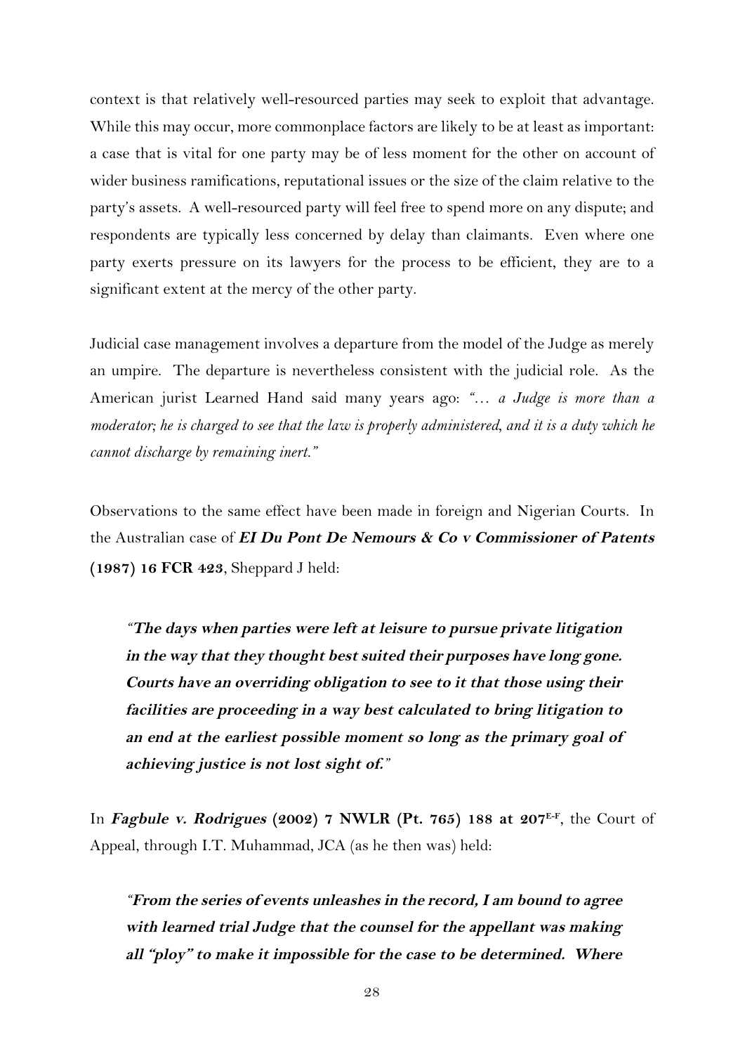context is that relatively well-resourced parties may seek to exploit that advantage. While this may occur, more commonplace factors are likely to be at least as important: a case that is vital for one party may be of less moment for the other on account of wider business ramifications, reputational issues or the size of the claim relative to the party's assets. A well-resourced party will feel free to spend more on any dispute; and respondents are typically less concerned by delay than claimants. Even where one party exerts pressure on its lawyers for the process to be efficient, they are to a significant extent at the mercy of the other party.

Judicial case management involves a departure from the model of the Judge as merely an umpire. The departure is nevertheless consistent with the judicial role. As the American jurist Learned Hand said many years ago: *"… a Judge is more than a moderator; he is charged to see that the law is properly administered, and it is a duty which he cannot discharge by remaining inert."*

Observations to the same effect have been made in foreign and Nigerian Courts. In the Australian case of ***EI Du Pont De Nemours & Co v Commissioner of Patents* (1987) 16 FCR 423**, Sheppard J held:

> *"**The days when parties were left at leisure to pursue private litigation in the way that they thought best suited their purposes have long gone. Courts have an overriding obligation to see to it that those using their facilities are proceeding in a way best calculated to bring litigation to an end at the earliest possible moment so long as the primary goal of achieving justice is not lost sight of.**"*

In ***Fagbule v. Rodrigues* (2002) 7 NWLR (Pt. 765) 188 at 207**[E-F], the Court of Appeal, through I.T. Muhammad, JCA (as he then was) held:

> *"**From the series of events unleashes in the record, I am bound to agree with learned trial Judge that the counsel for the appellant was making all "ploy" to make it impossible for the case to be determined. Where**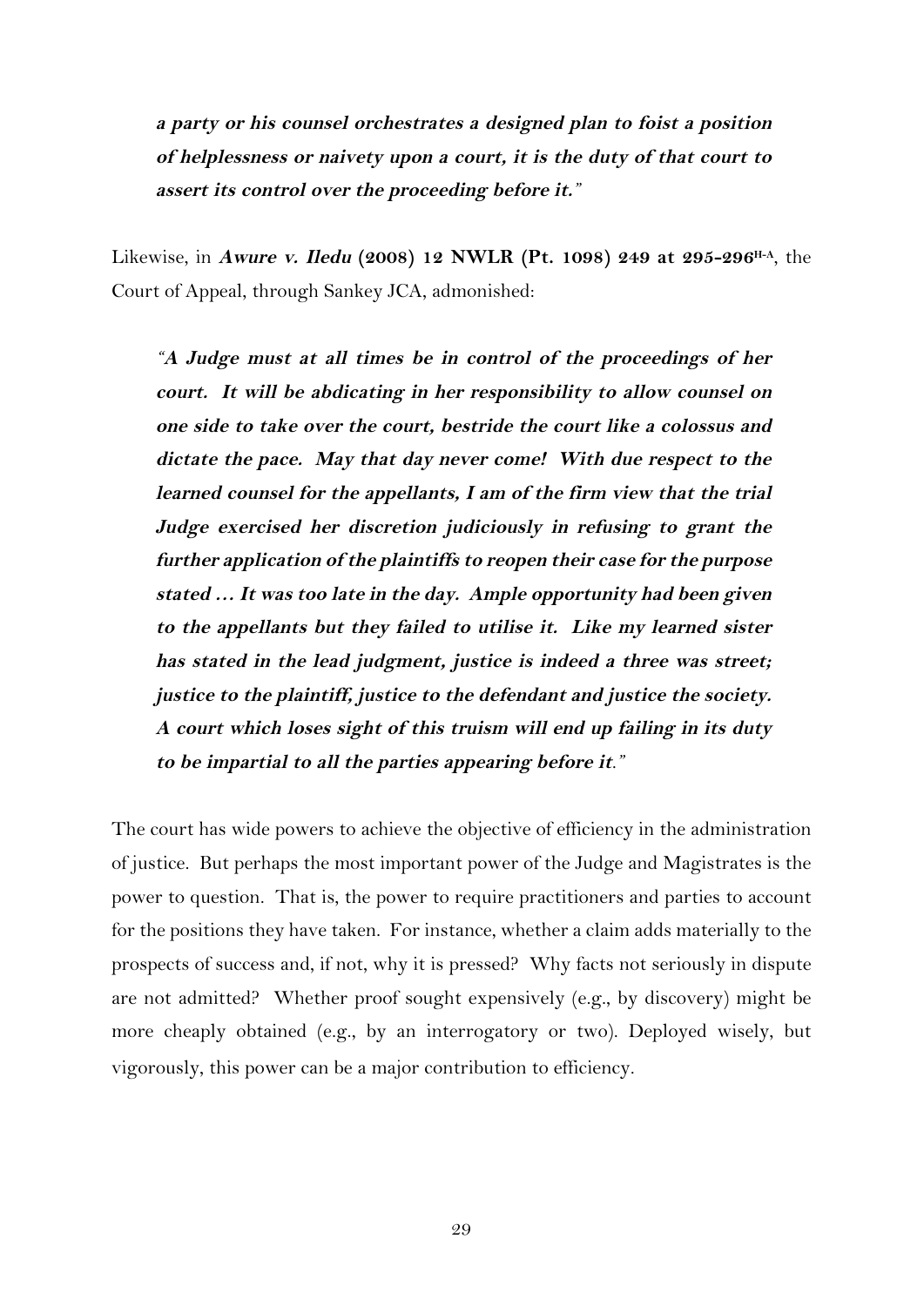> ***a party or his counsel orchestrates a designed plan to foist a position of helplessness or naivety upon a court, it is the duty of that court to assert its control over the proceeding before it.***"

Likewise, in ***Awure v. Iledu* (2008) 12 NWLR (Pt. 1098) 249 at 295-296**[H-A], the Court of Appeal, through Sankey JCA, admonished:

> "***A Judge must at all times be in control of the proceedings of her court. It will be abdicating in her responsibility to allow counsel on one side to take over the court, bestride the court like a colossus and dictate the pace. May that day never come! With due respect to the learned counsel for the appellants, I am of the firm view that the trial Judge exercised her discretion judiciously in refusing to grant the further application of the plaintiffs to reopen their case for the purpose stated … It was too late in the day. Ample opportunity had been given to the appellants but they failed to utilise it. Like my learned sister has stated in the lead judgment, justice is indeed a three was street; justice to the plaintiff, justice to the defendant and justice the society. A court which loses sight of this truism will end up failing in its duty to be impartial to all the parties appearing before it.***"

The court has wide powers to achieve the objective of efficiency in the administration of justice. But perhaps the most important power of the Judge and Magistrates is the power to question. That is, the power to require practitioners and parties to account for the positions they have taken. For instance, whether a claim adds materially to the prospects of success and, if not, why it is pressed? Why facts not seriously in dispute are not admitted? Whether proof sought expensively (e.g., by discovery) might be more cheaply obtained (e.g., by an interrogatory or two). Deployed wisely, but vigorously, this power can be a major contribution to efficiency.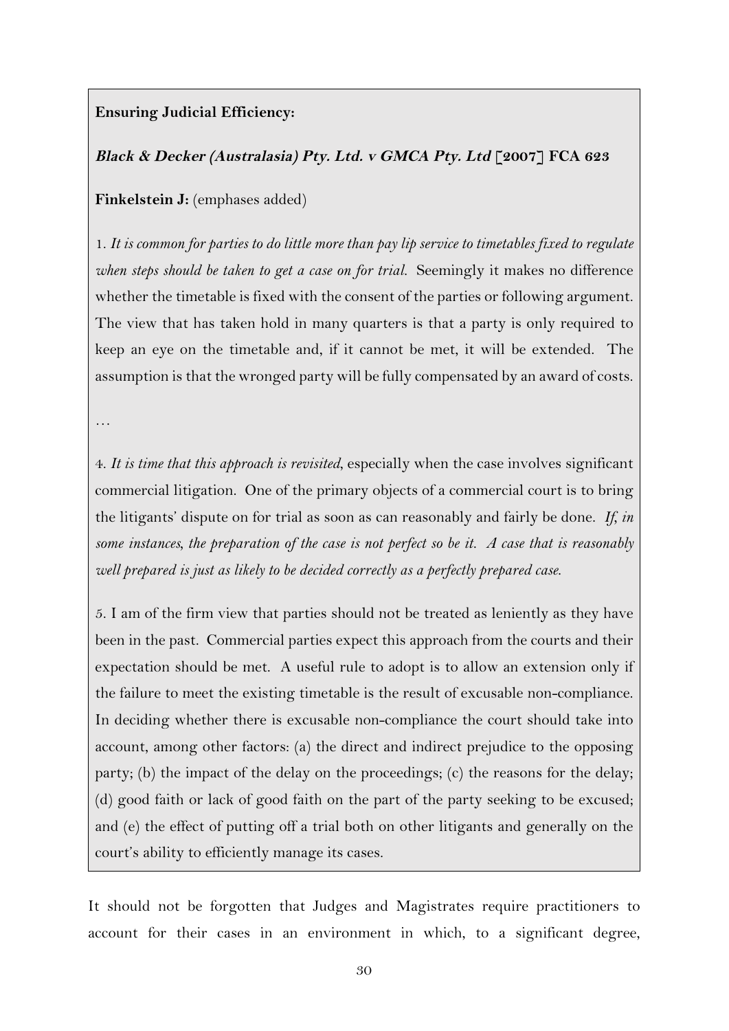**Ensuring Judicial Efficiency:**

***Black & Decker (Australasia) Pty. Ltd. v GMCA Pty. Ltd* [2007] FCA 623**

**Finkelstein J:** (emphases added)

1. *It is common for parties to do little more than pay lip service to timetables fixed to regulate when steps should be taken to get a case on for trial.* Seemingly it makes no difference whether the timetable is fixed with the consent of the parties or following argument. The view that has taken hold in many quarters is that a party is only required to keep an eye on the timetable and, if it cannot be met, it will be extended. The assumption is that the wronged party will be fully compensated by an award of costs.

…

4. *It is time that this approach is revisited*, especially when the case involves significant commercial litigation. One of the primary objects of a commercial court is to bring the litigants' dispute on for trial as soon as can reasonably and fairly be done. *If, in some instances, the preparation of the case is not perfect so be it. A case that is reasonably well prepared is just as likely to be decided correctly as a perfectly prepared case.*

5. I am of the firm view that parties should not be treated as leniently as they have been in the past. Commercial parties expect this approach from the courts and their expectation should be met. A useful rule to adopt is to allow an extension only if the failure to meet the existing timetable is the result of excusable non-compliance. In deciding whether there is excusable non-compliance the court should take into account, among other factors: (a) the direct and indirect prejudice to the opposing party; (b) the impact of the delay on the proceedings; (c) the reasons for the delay; (d) good faith or lack of good faith on the part of the party seeking to be excused; and (e) the effect of putting off a trial both on other litigants and generally on the court's ability to efficiently manage its cases.

It should not be forgotten that Judges and Magistrates require practitioners to account for their cases in an environment in which, to a significant degree,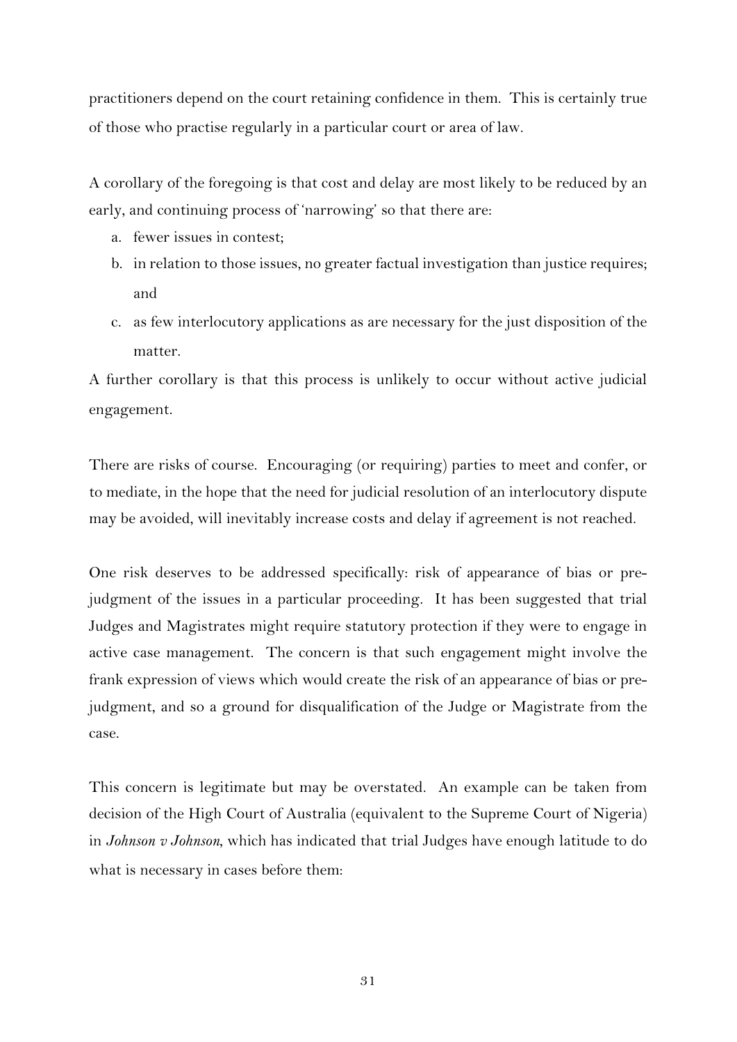practitioners depend on the court retaining confidence in them. This is certainly true of those who practise regularly in a particular court or area of law.

A corollary of the foregoing is that cost and delay are most likely to be reduced by an early, and continuing process of 'narrowing' so that there are:

a. fewer issues in contest;
b. in relation to those issues, no greater factual investigation than justice requires; and
c. as few interlocutory applications as are necessary for the just disposition of the matter.

A further corollary is that this process is unlikely to occur without active judicial engagement.

There are risks of course. Encouraging (or requiring) parties to meet and confer, or to mediate, in the hope that the need for judicial resolution of an interlocutory dispute may be avoided, will inevitably increase costs and delay if agreement is not reached.

One risk deserves to be addressed specifically: risk of appearance of bias or pre-judgment of the issues in a particular proceeding. It has been suggested that trial Judges and Magistrates might require statutory protection if they were to engage in active case management. The concern is that such engagement might involve the frank expression of views which would create the risk of an appearance of bias or pre-judgment, and so a ground for disqualification of the Judge or Magistrate from the case.

This concern is legitimate but may be overstated. An example can be taken from decision of the High Court of Australia (equivalent to the Supreme Court of Nigeria) in *Johnson v Johnson*, which has indicated that trial Judges have enough latitude to do what is necessary in cases before them: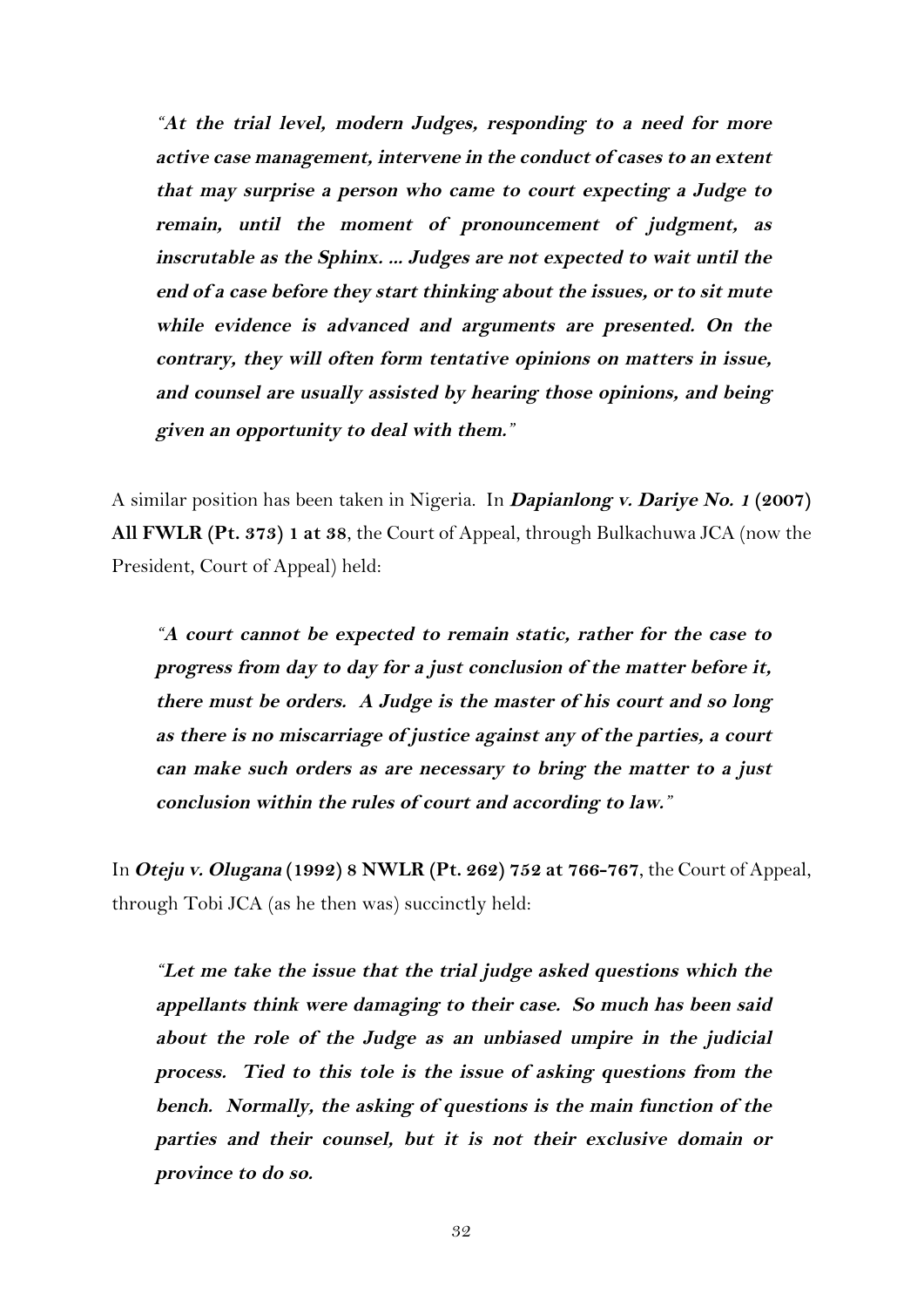> ***"At the trial level, modern Judges, responding to a need for more active case management, intervene in the conduct of cases to an extent that may surprise a person who came to court expecting a Judge to remain, until the moment of pronouncement of judgment, as inscrutable as the Sphinx. ... Judges are not expected to wait until the end of a case before they start thinking about the issues, or to sit mute while evidence is advanced and arguments are presented. On the contrary, they will often form tentative opinions on matters in issue, and counsel are usually assisted by hearing those opinions, and being given an opportunity to deal with them."***

A similar position has been taken in Nigeria. In ***Dapianlong v. Dariye No. 1* (2007) All FWLR (Pt. 373) 1 at 38**, the Court of Appeal, through Bulkachuwa JCA (now the President, Court of Appeal) held:

> ***"A court cannot be expected to remain static, rather for the case to progress from day to day for a just conclusion of the matter before it, there must be orders. A Judge is the master of his court and so long as there is no miscarriage of justice against any of the parties, a court can make such orders as are necessary to bring the matter to a just conclusion within the rules of court and according to law."***

In ***Oteju v. Olugana* (1992) 8 NWLR (Pt. 262) 752 at 766-767**, the Court of Appeal, through Tobi JCA (as he then was) succinctly held:

> ***"Let me take the issue that the trial judge asked questions which the appellants think were damaging to their case. So much has been said about the role of the Judge as an unbiased umpire in the judicial process. Tied to this tole is the issue of asking questions from the bench. Normally, the asking of questions is the main function of the parties and their counsel, but it is not their exclusive domain or province to do so.***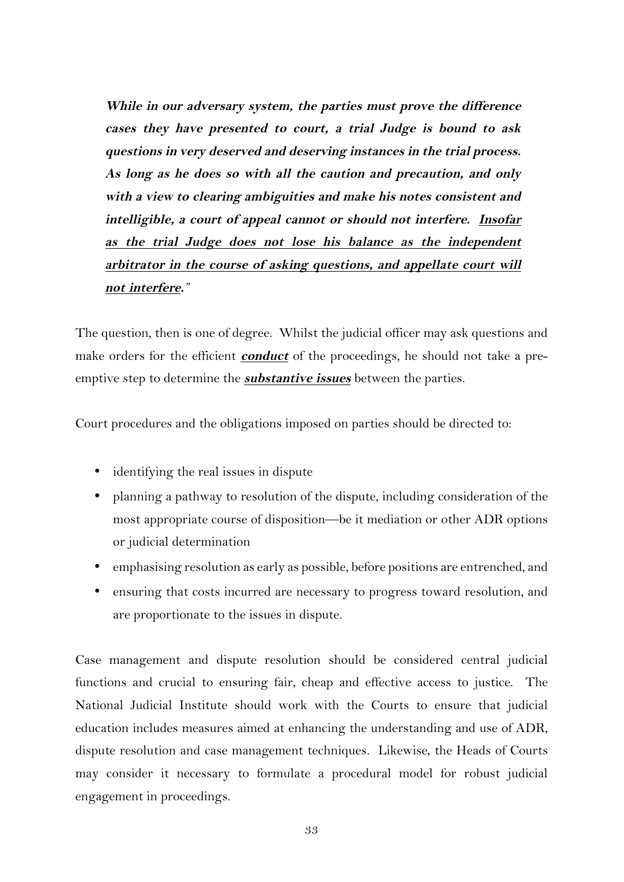***While in our adversary system, the parties must prove the difference cases they have presented to court, a trial Judge is bound to ask questions in very deserved and deserving instances in the trial process. As long as he does so with all the caution and precaution, and only with a view to clearing ambiguities and make his notes consistent and intelligible, a court of appeal cannot or should not interfere. <u>Insofar as the trial Judge does not lose his balance as the independent arbitrator in the course of asking questions, and appellate court will not interfere</u>.***"

The question, then is one of degree. Whilst the judicial officer may ask questions and make orders for the efficient ***<u>conduct</u>*** of the proceedings, he should not take a pre-emptive step to determine the ***<u>substantive issues</u>*** between the parties.

Court procedures and the obligations imposed on parties should be directed to:

- identifying the real issues in dispute
- planning a pathway to resolution of the dispute, including consideration of the most appropriate course of disposition—be it mediation or other ADR options or judicial determination
- emphasising resolution as early as possible, before positions are entrenched, and
- ensuring that costs incurred are necessary to progress toward resolution, and are proportionate to the issues in dispute.

Case management and dispute resolution should be considered central judicial functions and crucial to ensuring fair, cheap and effective access to justice. The National Judicial Institute should work with the Courts to ensure that judicial education includes measures aimed at enhancing the understanding and use of ADR, dispute resolution and case management techniques. Likewise, the Heads of Courts may consider it necessary to formulate a procedural model for robust judicial engagement in proceedings.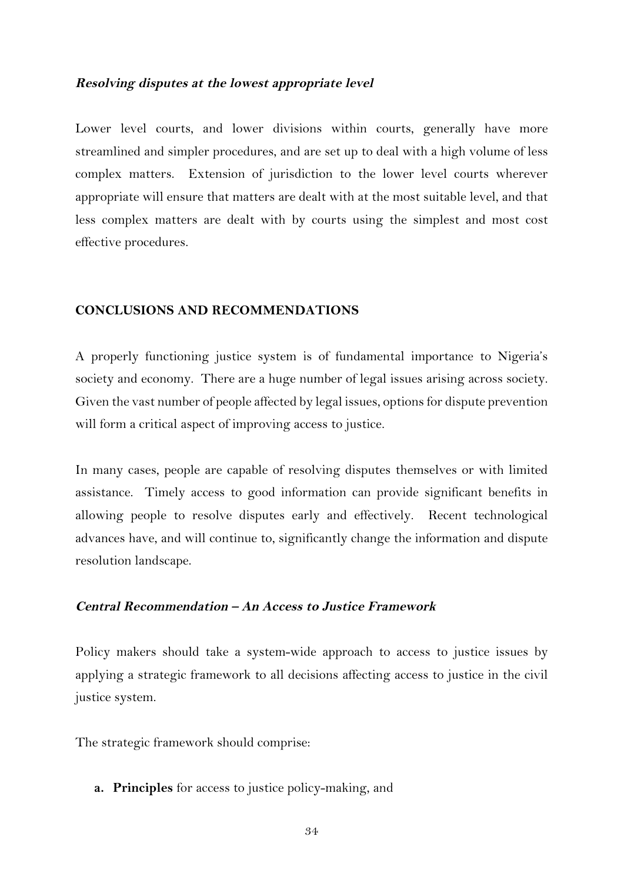***Resolving disputes at the lowest appropriate level***

Lower level courts, and lower divisions within courts, generally have more streamlined and simpler procedures, and are set up to deal with a high volume of less complex matters. Extension of jurisdiction to the lower level courts wherever appropriate will ensure that matters are dealt with at the most suitable level, and that less complex matters are dealt with by courts using the simplest and most cost effective procedures.

## CONCLUSIONS AND RECOMMENDATIONS

A properly functioning justice system is of fundamental importance to Nigeria's society and economy. There are a huge number of legal issues arising across society. Given the vast number of people affected by legal issues, options for dispute prevention will form a critical aspect of improving access to justice.

In many cases, people are capable of resolving disputes themselves or with limited assistance. Timely access to good information can provide significant benefits in allowing people to resolve disputes early and effectively. Recent technological advances have, and will continue to, significantly change the information and dispute resolution landscape.

***Central Recommendation – An Access to Justice Framework***

Policy makers should take a system-wide approach to access to justice issues by applying a strategic framework to all decisions affecting access to justice in the civil justice system.

The strategic framework should comprise:

a. **Principles** for access to justice policy-making, and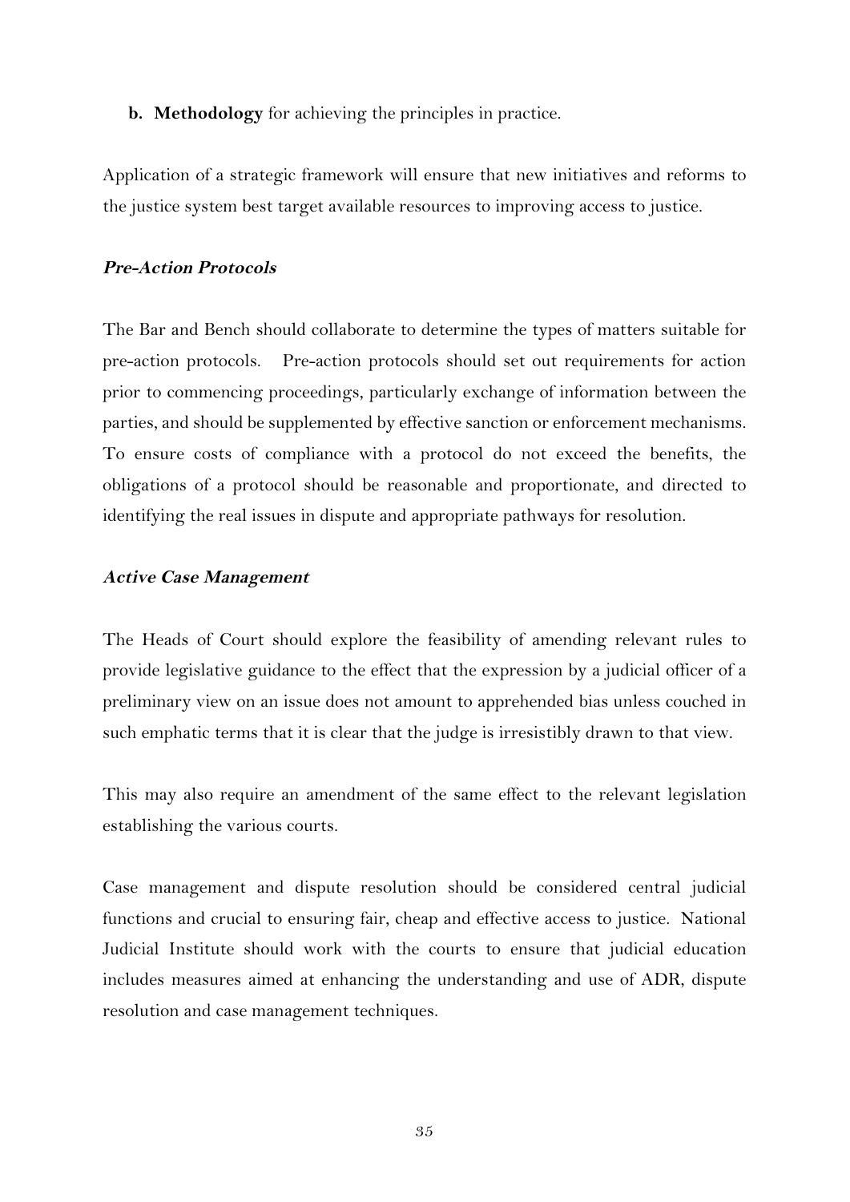**b. Methodology** for achieving the principles in practice.

Application of a strategic framework will ensure that new initiatives and reforms to the justice system best target available resources to improving access to justice.

***Pre-Action Protocols***

The Bar and Bench should collaborate to determine the types of matters suitable for pre-action protocols. Pre-action protocols should set out requirements for action prior to commencing proceedings, particularly exchange of information between the parties, and should be supplemented by effective sanction or enforcement mechanisms. To ensure costs of compliance with a protocol do not exceed the benefits, the obligations of a protocol should be reasonable and proportionate, and directed to identifying the real issues in dispute and appropriate pathways for resolution.

***Active Case Management***

The Heads of Court should explore the feasibility of amending relevant rules to provide legislative guidance to the effect that the expression by a judicial officer of a preliminary view on an issue does not amount to apprehended bias unless couched in such emphatic terms that it is clear that the judge is irresistibly drawn to that view.

This may also require an amendment of the same effect to the relevant legislation establishing the various courts.

Case management and dispute resolution should be considered central judicial functions and crucial to ensuring fair, cheap and effective access to justice. National Judicial Institute should work with the courts to ensure that judicial education includes measures aimed at enhancing the understanding and use of ADR, dispute resolution and case management techniques.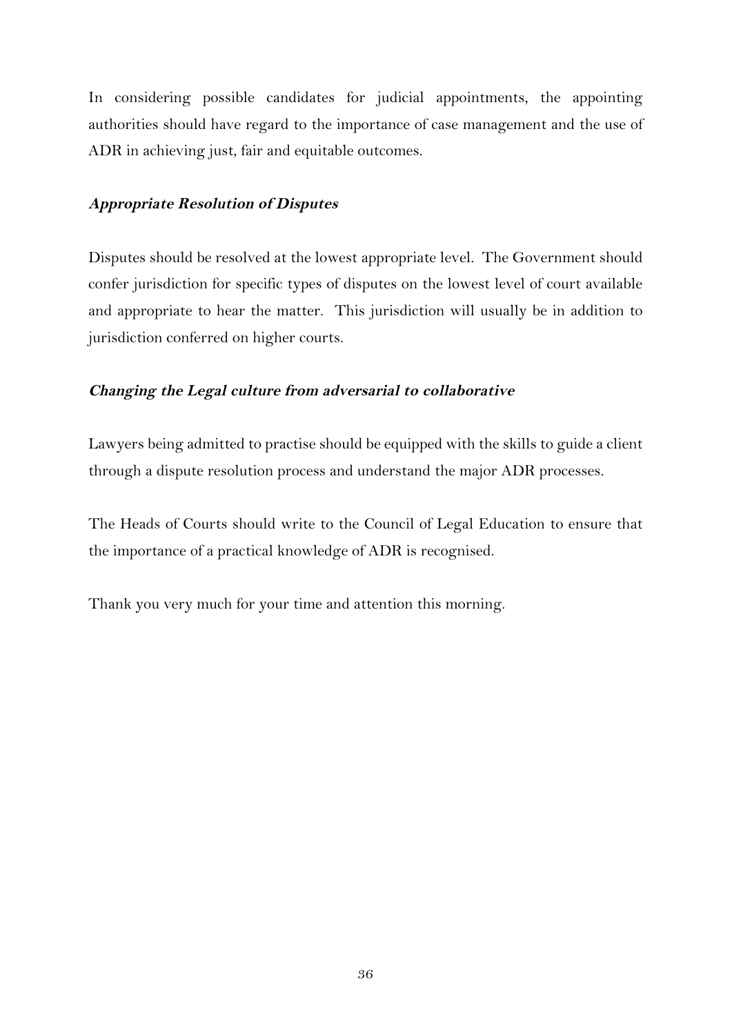In considering possible candidates for judicial appointments, the appointing authorities should have regard to the importance of case management and the use of ADR in achieving just, fair and equitable outcomes.

***Appropriate Resolution of Disputes***

Disputes should be resolved at the lowest appropriate level. The Government should confer jurisdiction for specific types of disputes on the lowest level of court available and appropriate to hear the matter. This jurisdiction will usually be in addition to jurisdiction conferred on higher courts.

***Changing the Legal culture from adversarial to collaborative***

Lawyers being admitted to practise should be equipped with the skills to guide a client through a dispute resolution process and understand the major ADR processes.

The Heads of Courts should write to the Council of Legal Education to ensure that the importance of a practical knowledge of ADR is recognised.

Thank you very much for your time and attention this morning.